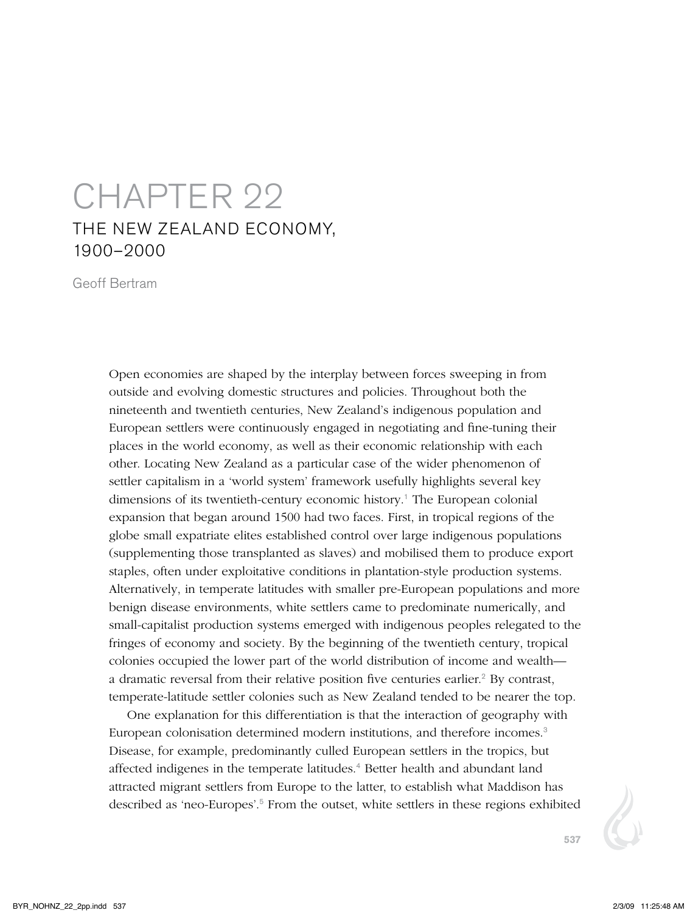# CHAPTER 22

## THE NEW ZEALAND ECONOMY, 1900–2000

Geoff Bertram

Open economies are shaped by the interplay between forces sweeping in from outside and evolving domestic structures and policies. Throughout both the nineteenth and twentieth centuries, New Zealand's indigenous population and European settlers were continuously engaged in negotiating and fine-tuning their places in the world economy, as well as their economic relationship with each other. Locating New Zealand as a particular case of the wider phenomenon of settler capitalism in a 'world system' framework usefully highlights several key dimensions of its twentieth-century economic history.[1] The European colonial expansion that began around 1500 had two faces. First, in tropical regions of the globe small expatriate elites established control over large indigenous populations (supplementing those transplanted as slaves) and mobilised them to produce export staples, often under exploitative conditions in plantation-style production systems. Alternatively, in temperate latitudes with smaller pre-European populations and more benign disease environments, white settlers came to predominate numerically, and small-capitalist production systems emerged with indigenous peoples relegated to the fringes of economy and society. By the beginning of the twentieth century, tropical colonies occupied the lower part of the world distribution of income and wealth—a dramatic reversal from their relative position five centuries earlier.[2] By contrast, temperate-latitude settler colonies such as New Zealand tended to be nearer the top.

One explanation for this differentiation is that the interaction of geography with European colonisation determined modern institutions, and therefore incomes.[3] Disease, for example, predominantly culled European settlers in the tropics, but affected indigenes in the temperate latitudes.[4] Better health and abundant land attracted migrant settlers from Europe to the latter, to establish what Maddison has described as 'neo-Europes'.[5] From the outset, white settlers in these regions exhibited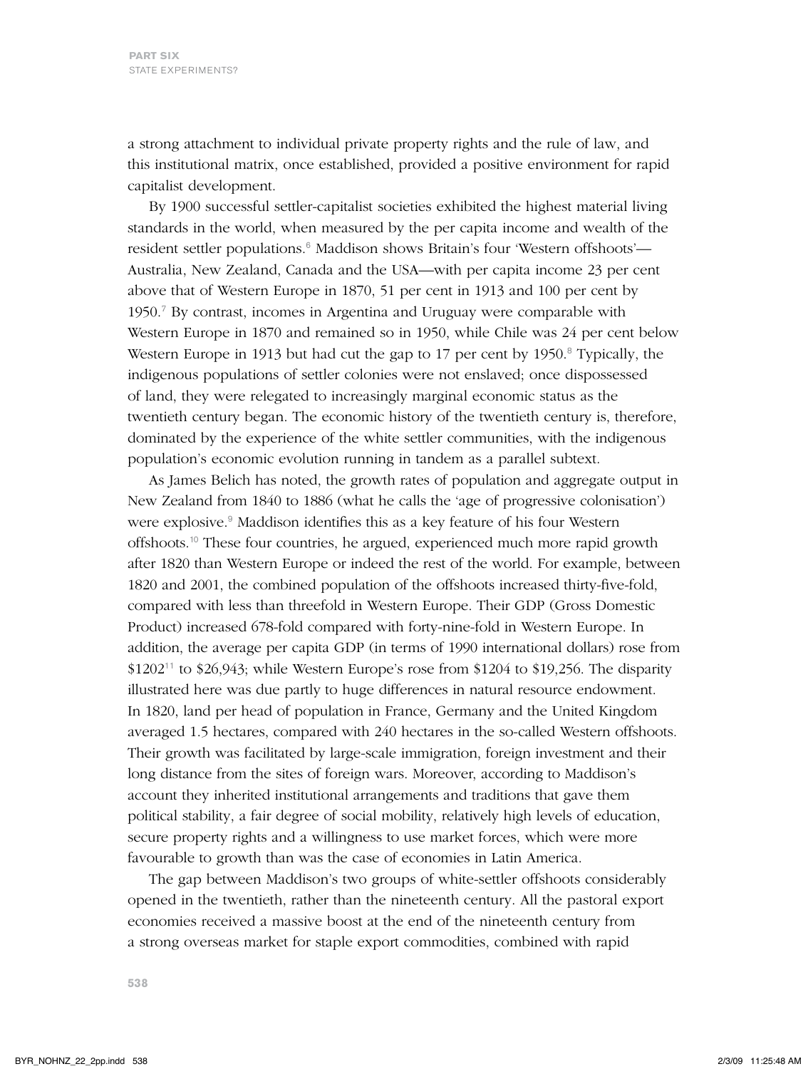a strong attachment to individual private property rights and the rule of law, and this institutional matrix, once established, provided a positive environment for rapid capitalist development.

By 1900 successful settler-capitalist societies exhibited the highest material living standards in the world, when measured by the per capita income and wealth of the resident settler populations.[6] Maddison shows Britain's four 'Western offshoots'—Australia, New Zealand, Canada and the USA—with per capita income 23 per cent above that of Western Europe in 1870, 51 per cent in 1913 and 100 per cent by 1950.[7] By contrast, incomes in Argentina and Uruguay were comparable with Western Europe in 1870 and remained so in 1950, while Chile was 24 per cent below Western Europe in 1913 but had cut the gap to 17 per cent by 1950.[8] Typically, the indigenous populations of settler colonies were not enslaved; once dispossessed of land, they were relegated to increasingly marginal economic status as the twentieth century began. The economic history of the twentieth century is, therefore, dominated by the experience of the white settler communities, with the indigenous population's economic evolution running in tandem as a parallel subtext.

As James Belich has noted, the growth rates of population and aggregate output in New Zealand from 1840 to 1886 (what he calls the 'age of progressive colonisation') were explosive.[9] Maddison identifies this as a key feature of his four Western offshoots.[10] These four countries, he argued, experienced much more rapid growth after 1820 than Western Europe or indeed the rest of the world. For example, between 1820 and 2001, the combined population of the offshoots increased thirty-five-fold, compared with less than threefold in Western Europe. Their GDP (Gross Domestic Product) increased 678-fold compared with forty-nine-fold in Western Europe. In addition, the average per capita GDP (in terms of 1990 international dollars) rose from \$1202[11] to \$26,943; while Western Europe's rose from \$1204 to \$19,256. The disparity illustrated here was due partly to huge differences in natural resource endowment. In 1820, land per head of population in France, Germany and the United Kingdom averaged 1.5 hectares, compared with 240 hectares in the so-called Western offshoots. Their growth was facilitated by large-scale immigration, foreign investment and their long distance from the sites of foreign wars. Moreover, according to Maddison's account they inherited institutional arrangements and traditions that gave them political stability, a fair degree of social mobility, relatively high levels of education, secure property rights and a willingness to use market forces, which were more favourable to growth than was the case of economies in Latin America.

The gap between Maddison's two groups of white-settler offshoots considerably opened in the twentieth, rather than the nineteenth century. All the pastoral export economies received a massive boost at the end of the nineteenth century from a strong overseas market for staple export commodities, combined with rapid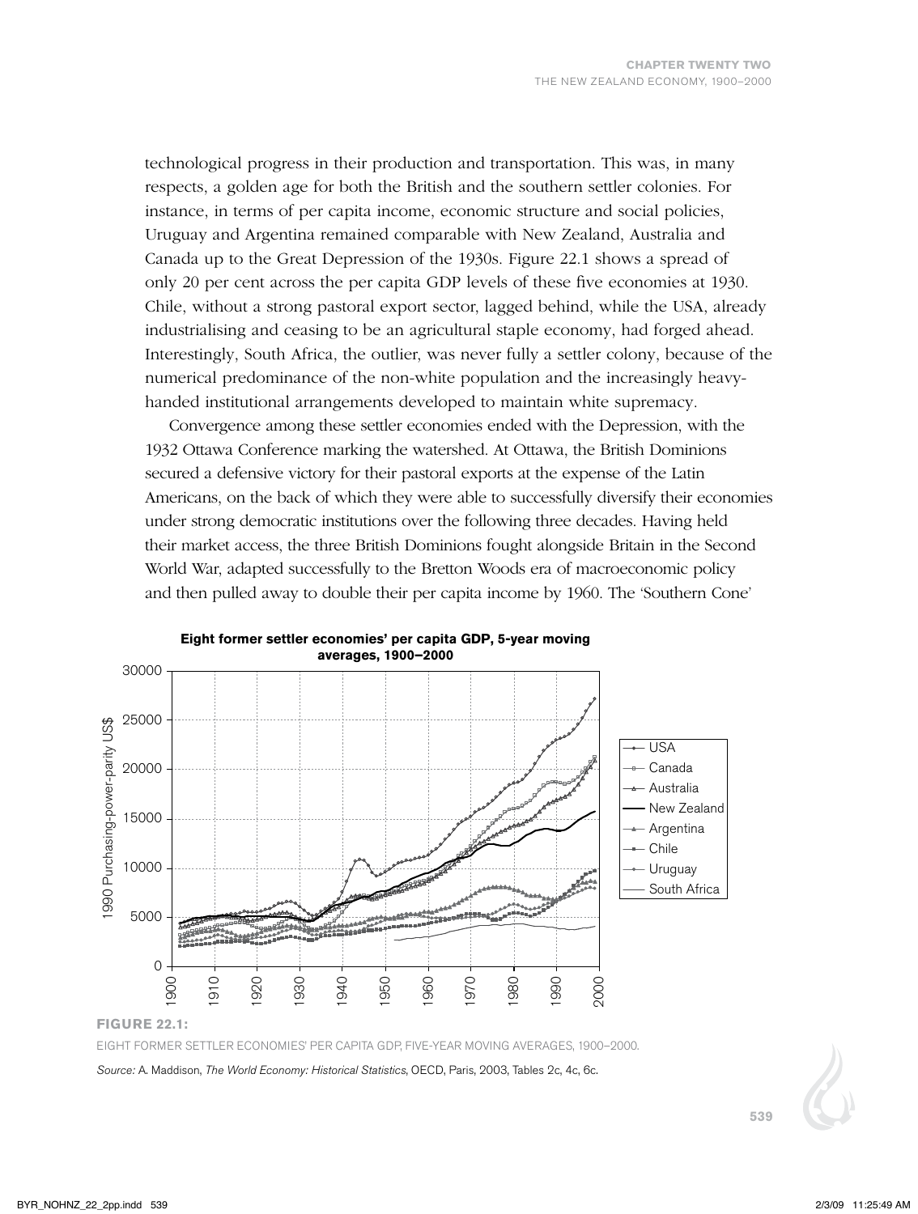technological progress in their production and transportation. This was, in many respects, a golden age for both the British and the southern settler colonies. For instance, in terms of per capita income, economic structure and social policies, Uruguay and Argentina remained comparable with New Zealand, Australia and Canada up to the Great Depression of the 1930s. Figure 22.1 shows a spread of only 20 per cent across the per capita GDP levels of these five economies at 1930. Chile, without a strong pastoral export sector, lagged behind, while the USA, already industrialising and ceasing to be an agricultural staple economy, had forged ahead. Interestingly, South Africa, the outlier, was never fully a settler colony, because of the numerical predominance of the non-white population and the increasingly heavy-handed institutional arrangements developed to maintain white supremacy.

Convergence among these settler economies ended with the Depression, with the 1932 Ottawa Conference marking the watershed. At Ottawa, the British Dominions secured a defensive victory for their pastoral exports at the expense of the Latin Americans, on the back of which they were able to successfully diversify their economies under strong democratic institutions over the following three decades. Having held their market access, the three British Dominions fought alongside Britain in the Second World War, adapted successfully to the Bretton Woods era of macroeconomic policy and then pulled away to double their per capita income by 1960. The 'Southern Cone'

**FIGURE 22.1:**

EIGHT FORMER SETTLER ECONOMIES' PER CAPITA GDP, FIVE-YEAR MOVING AVERAGES, 1900–2000.

*Source:* A. Maddison, *The World Economy: Historical Statistics*, OECD, Paris, 2003, Tables 2c, 4c, 6c.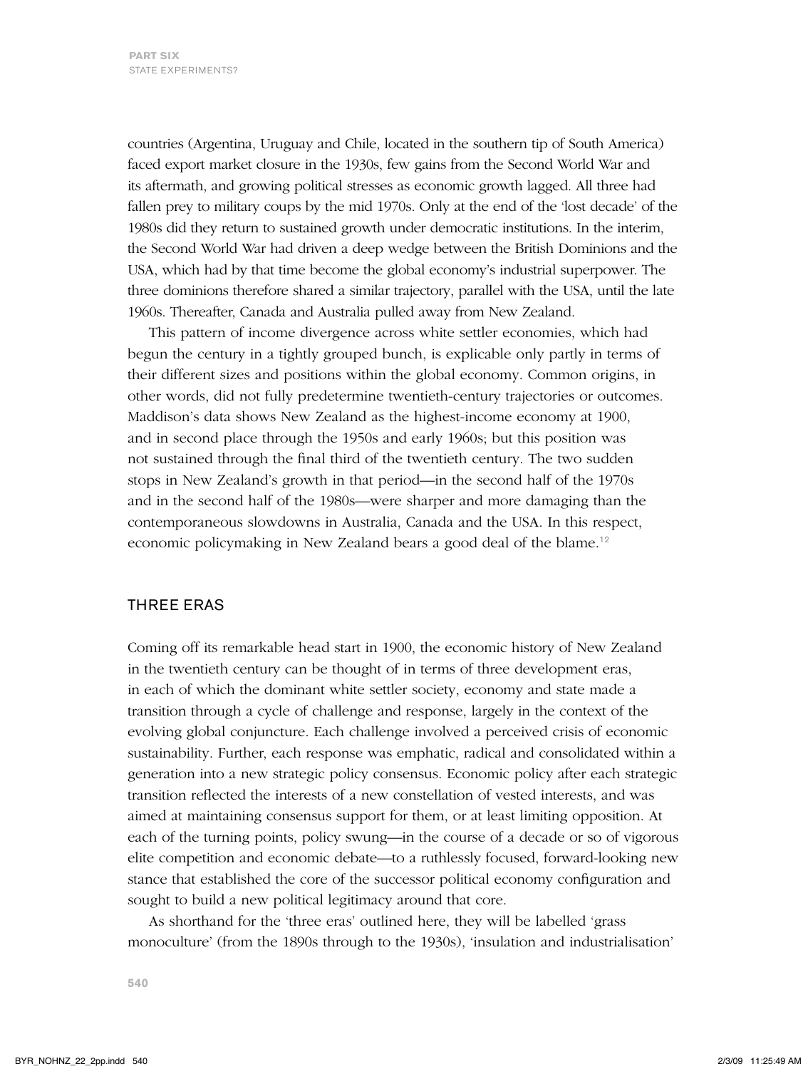countries (Argentina, Uruguay and Chile, located in the southern tip of South America) faced export market closure in the 1930s, few gains from the Second World War and its aftermath, and growing political stresses as economic growth lagged. All three had fallen prey to military coups by the mid 1970s. Only at the end of the 'lost decade' of the 1980s did they return to sustained growth under democratic institutions. In the interim, the Second World War had driven a deep wedge between the British Dominions and the USA, which had by that time become the global economy's industrial superpower. The three dominions therefore shared a similar trajectory, parallel with the USA, until the late 1960s. Thereafter, Canada and Australia pulled away from New Zealand.

This pattern of income divergence across white settler economies, which had begun the century in a tightly grouped bunch, is explicable only partly in terms of their different sizes and positions within the global economy. Common origins, in other words, did not fully predetermine twentieth-century trajectories or outcomes. Maddison's data shows New Zealand as the highest-income economy at 1900, and in second place through the 1950s and early 1960s; but this position was not sustained through the final third of the twentieth century. The two sudden stops in New Zealand's growth in that period—in the second half of the 1970s and in the second half of the 1980s—were sharper and more damaging than the contemporaneous slowdowns in Australia, Canada and the USA. In this respect, economic policymaking in New Zealand bears a good deal of the blame.[12]

## THREE ERAS

Coming off its remarkable head start in 1900, the economic history of New Zealand in the twentieth century can be thought of in terms of three development eras, in each of which the dominant white settler society, economy and state made a transition through a cycle of challenge and response, largely in the context of the evolving global conjuncture. Each challenge involved a perceived crisis of economic sustainability. Further, each response was emphatic, radical and consolidated within a generation into a new strategic policy consensus. Economic policy after each strategic transition reflected the interests of a new constellation of vested interests, and was aimed at maintaining consensus support for them, or at least limiting opposition. At each of the turning points, policy swung—in the course of a decade or so of vigorous elite competition and economic debate—to a ruthlessly focused, forward-looking new stance that established the core of the successor political economy configuration and sought to build a new political legitimacy around that core.

As shorthand for the 'three eras' outlined here, they will be labelled 'grass monoculture' (from the 1890s through to the 1930s), 'insulation and industrialisation'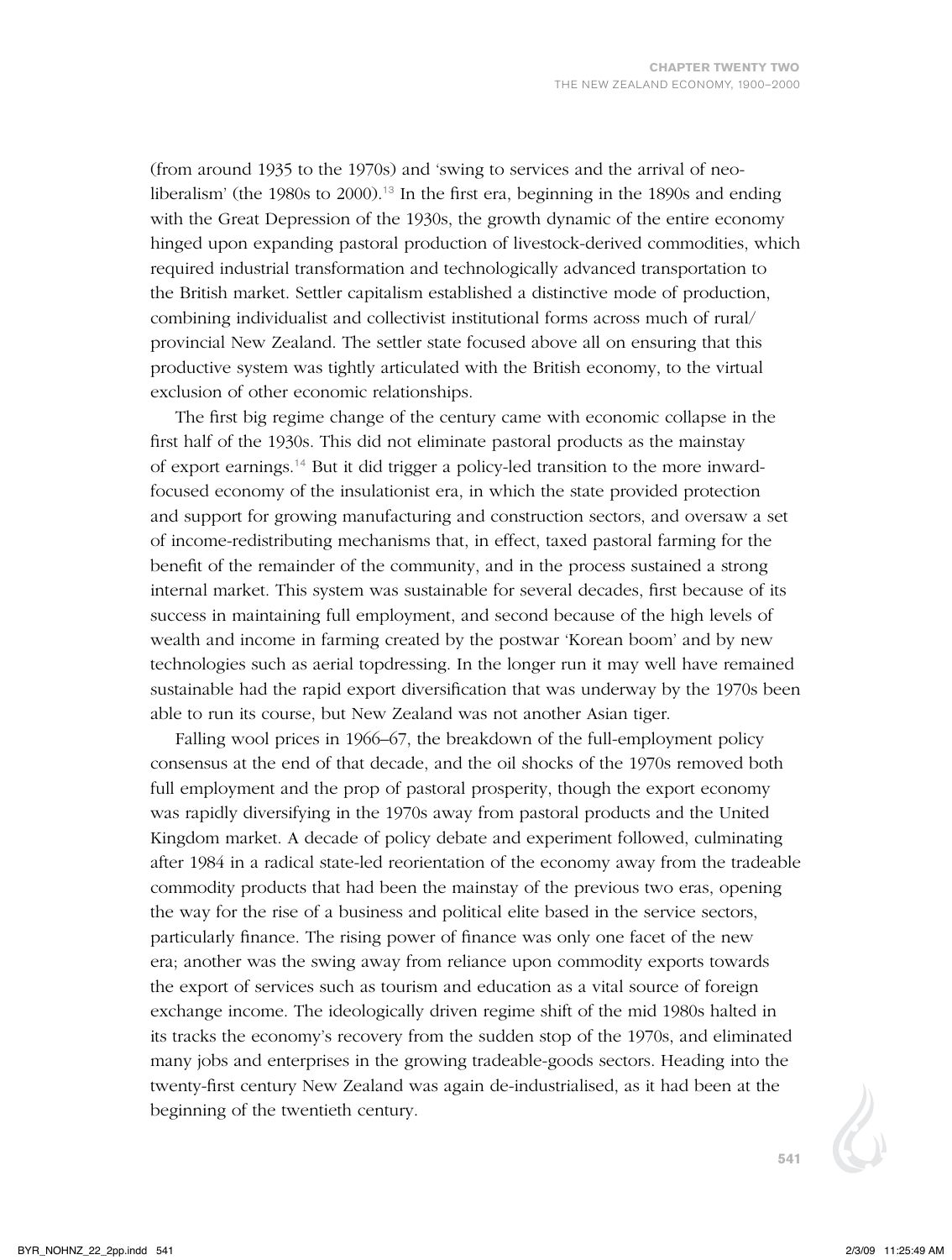(from around 1935 to the 1970s) and 'swing to services and the arrival of neo-liberalism' (the 1980s to 2000).[13] In the first era, beginning in the 1890s and ending with the Great Depression of the 1930s, the growth dynamic of the entire economy hinged upon expanding pastoral production of livestock-derived commodities, which required industrial transformation and technologically advanced transportation to the British market. Settler capitalism established a distinctive mode of production, combining individualist and collectivist institutional forms across much of rural/provincial New Zealand. The settler state focused above all on ensuring that this productive system was tightly articulated with the British economy, to the virtual exclusion of other economic relationships.

The first big regime change of the century came with economic collapse in the first half of the 1930s. This did not eliminate pastoral products as the mainstay of export earnings.[14] But it did trigger a policy-led transition to the more inward-focused economy of the insulationist era, in which the state provided protection and support for growing manufacturing and construction sectors, and oversaw a set of income-redistributing mechanisms that, in effect, taxed pastoral farming for the benefit of the remainder of the community, and in the process sustained a strong internal market. This system was sustainable for several decades, first because of its success in maintaining full employment, and second because of the high levels of wealth and income in farming created by the postwar 'Korean boom' and by new technologies such as aerial topdressing. In the longer run it may well have remained sustainable had the rapid export diversification that was underway by the 1970s been able to run its course, but New Zealand was not another Asian tiger.

Falling wool prices in 1966–67, the breakdown of the full-employment policy consensus at the end of that decade, and the oil shocks of the 1970s removed both full employment and the prop of pastoral prosperity, though the export economy was rapidly diversifying in the 1970s away from pastoral products and the United Kingdom market. A decade of policy debate and experiment followed, culminating after 1984 in a radical state-led reorientation of the economy away from the tradeable commodity products that had been the mainstay of the previous two eras, opening the way for the rise of a business and political elite based in the service sectors, particularly finance. The rising power of finance was only one facet of the new era; another was the swing away from reliance upon commodity exports towards the export of services such as tourism and education as a vital source of foreign exchange income. The ideologically driven regime shift of the mid 1980s halted in its tracks the economy's recovery from the sudden stop of the 1970s, and eliminated many jobs and enterprises in the growing tradeable-goods sectors. Heading into the twenty-first century New Zealand was again de-industrialised, as it had been at the beginning of the twentieth century.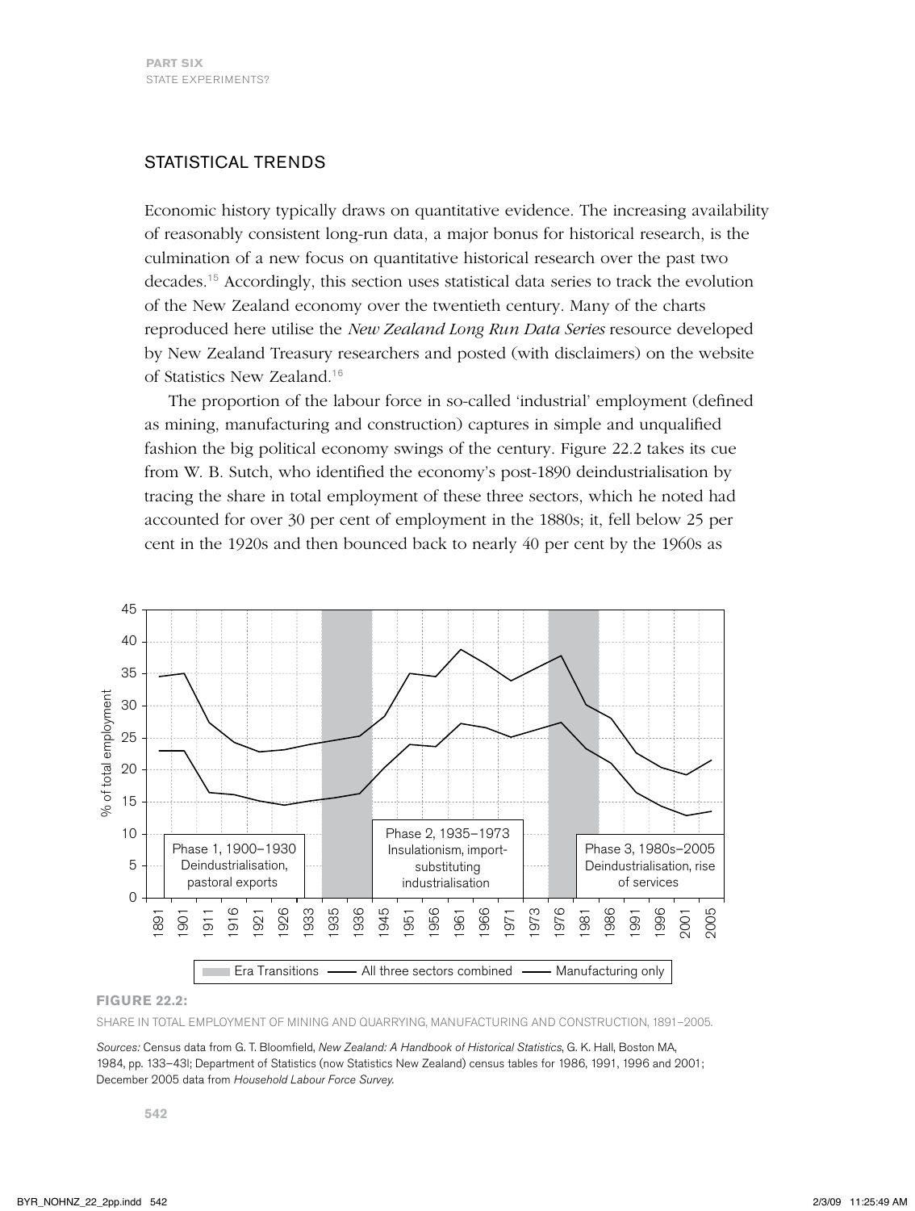## STATISTICAL TRENDS

Economic history typically draws on quantitative evidence. The increasing availability of reasonably consistent long-run data, a major bonus for historical research, is the culmination of a new focus on quantitative historical research over the past two decades.[15] Accordingly, this section uses statistical data series to track the evolution of the New Zealand economy over the twentieth century. Many of the charts reproduced here utilise the *New Zealand Long Run Data Series* resource developed by New Zealand Treasury researchers and posted (with disclaimers) on the website of Statistics New Zealand.[16]

The proportion of the labour force in so-called 'industrial' employment (defined as mining, manufacturing and construction) captures in simple and unqualified fashion the big political economy swings of the century. Figure 22.2 takes its cue from W. B. Sutch, who identified the economy's post-1890 deindustrialisation by tracing the share in total employment of these three sectors, which he noted had accounted for over 30 per cent of employment in the 1880s; it, fell below 25 per cent in the 1920s and then bounced back to nearly 40 per cent by the 1960s as

**FIGURE 22.2:**

SHARE IN TOTAL EMPLOYMENT OF MINING AND QUARRYING, MANUFACTURING AND CONSTRUCTION, 1891–2005.

*Sources:* Census data from G. T. Bloomfield, *New Zealand: A Handbook of Historical Statistics*, G. K. Hall, Boston MA, 1984, pp. 133–43l; Department of Statistics (now Statistics New Zealand) census tables for 1986, 1991, 1996 and 2001; December 2005 data from *Household Labour Force Survey*.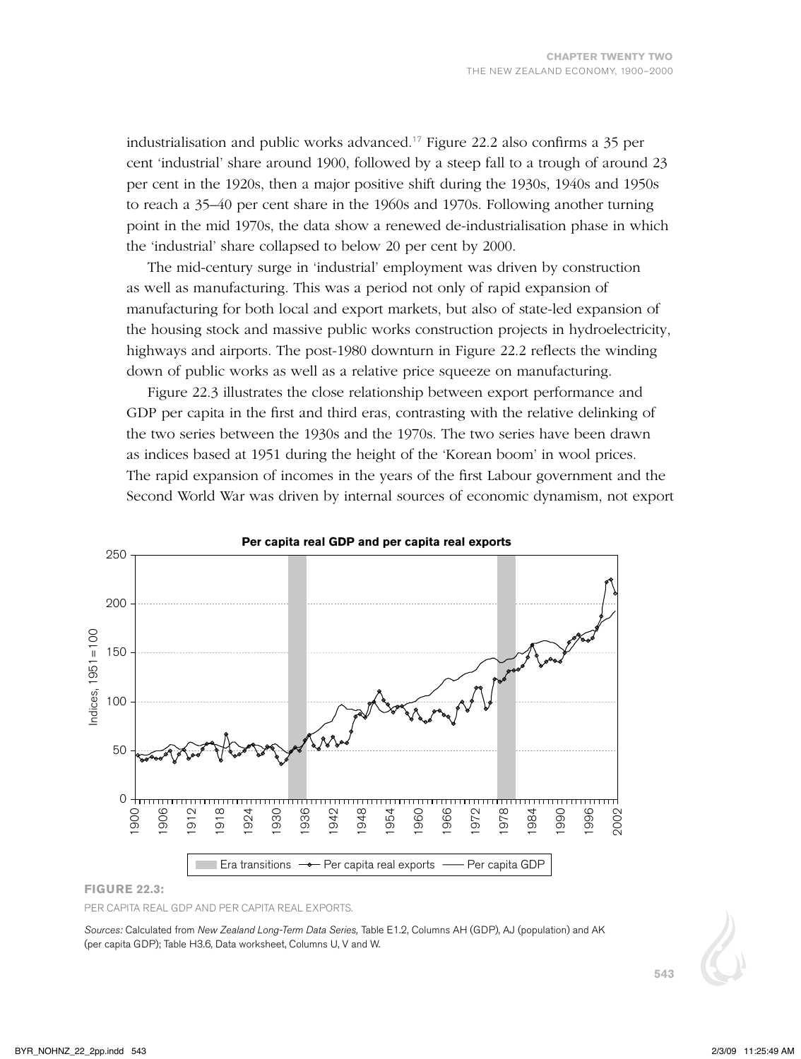industrialisation and public works advanced.[17] Figure 22.2 also confirms a 35 per cent 'industrial' share around 1900, followed by a steep fall to a trough of around 23 per cent in the 1920s, then a major positive shift during the 1930s, 1940s and 1950s to reach a 35–40 per cent share in the 1960s and 1970s. Following another turning point in the mid 1970s, the data show a renewed de-industrialisation phase in which the 'industrial' share collapsed to below 20 per cent by 2000.

The mid-century surge in 'industrial' employment was driven by construction as well as manufacturing. This was a period not only of rapid expansion of manufacturing for both local and export markets, but also of state-led expansion of the housing stock and massive public works construction projects in hydroelectricity, highways and airports. The post-1980 downturn in Figure 22.2 reflects the winding down of public works as well as a relative price squeeze on manufacturing.

Figure 22.3 illustrates the close relationship between export performance and GDP per capita in the first and third eras, contrasting with the relative delinking of the two series between the 1930s and the 1970s. The two series have been drawn as indices based at 1951 during the height of the 'Korean boom' in wool prices. The rapid expansion of incomes in the years of the first Labour government and the Second World War was driven by internal sources of economic dynamism, not export

**FIGURE 22.3:**

PER CAPITA REAL GDP AND PER CAPITA REAL EXPORTS.

*Sources:* Calculated from *New Zealand Long-Term Data Series*, Table E1.2, Columns AH (GDP), AJ (population) and AK (per capita GDP); Table H3.6, Data worksheet, Columns U, V and W.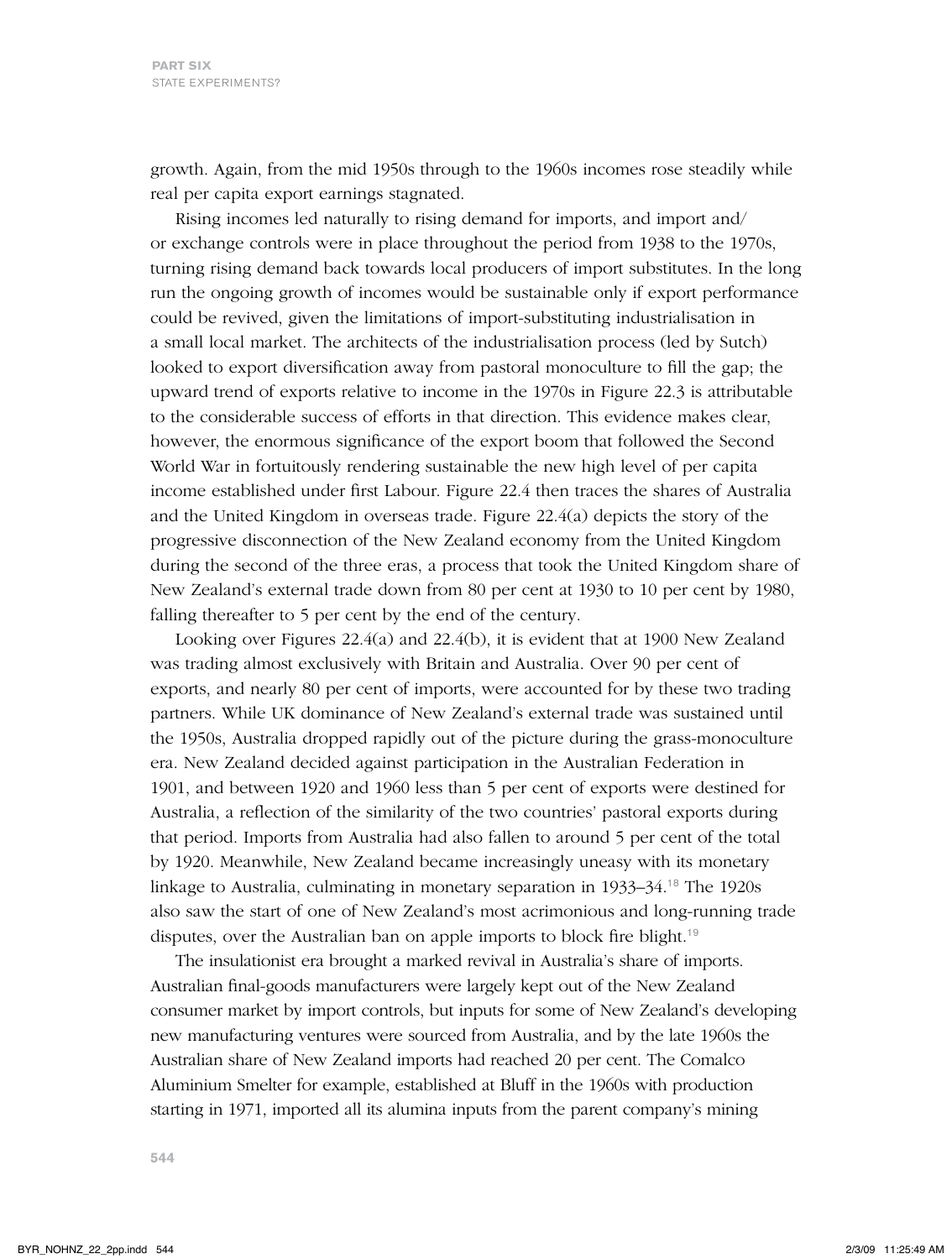growth. Again, from the mid 1950s through to the 1960s incomes rose steadily while real per capita export earnings stagnated.

Rising incomes led naturally to rising demand for imports, and import and/or exchange controls were in place throughout the period from 1938 to the 1970s, turning rising demand back towards local producers of import substitutes. In the long run the ongoing growth of incomes would be sustainable only if export performance could be revived, given the limitations of import-substituting industrialisation in a small local market. The architects of the industrialisation process (led by Sutch) looked to export diversification away from pastoral monoculture to fill the gap; the upward trend of exports relative to income in the 1970s in Figure 22.3 is attributable to the considerable success of efforts in that direction. This evidence makes clear, however, the enormous significance of the export boom that followed the Second World War in fortuitously rendering sustainable the new high level of per capita income established under first Labour. Figure 22.4 then traces the shares of Australia and the United Kingdom in overseas trade. Figure 22.4(a) depicts the story of the progressive disconnection of the New Zealand economy from the United Kingdom during the second of the three eras, a process that took the United Kingdom share of New Zealand's external trade down from 80 per cent at 1930 to 10 per cent by 1980, falling thereafter to 5 per cent by the end of the century.

Looking over Figures 22.4(a) and 22.4(b), it is evident that at 1900 New Zealand was trading almost exclusively with Britain and Australia. Over 90 per cent of exports, and nearly 80 per cent of imports, were accounted for by these two trading partners. While UK dominance of New Zealand's external trade was sustained until the 1950s, Australia dropped rapidly out of the picture during the grass-monoculture era. New Zealand decided against participation in the Australian Federation in 1901, and between 1920 and 1960 less than 5 per cent of exports were destined for Australia, a reflection of the similarity of the two countries' pastoral exports during that period. Imports from Australia had also fallen to around 5 per cent of the total by 1920. Meanwhile, New Zealand became increasingly uneasy with its monetary linkage to Australia, culminating in monetary separation in 1933–34.[18] The 1920s also saw the start of one of New Zealand's most acrimonious and long-running trade disputes, over the Australian ban on apple imports to block fire blight.[19]

The insulationist era brought a marked revival in Australia's share of imports. Australian final-goods manufacturers were largely kept out of the New Zealand consumer market by import controls, but inputs for some of New Zealand's developing new manufacturing ventures were sourced from Australia, and by the late 1960s the Australian share of New Zealand imports had reached 20 per cent. The Comalco Aluminium Smelter for example, established at Bluff in the 1960s with production starting in 1971, imported all its alumina inputs from the parent company's mining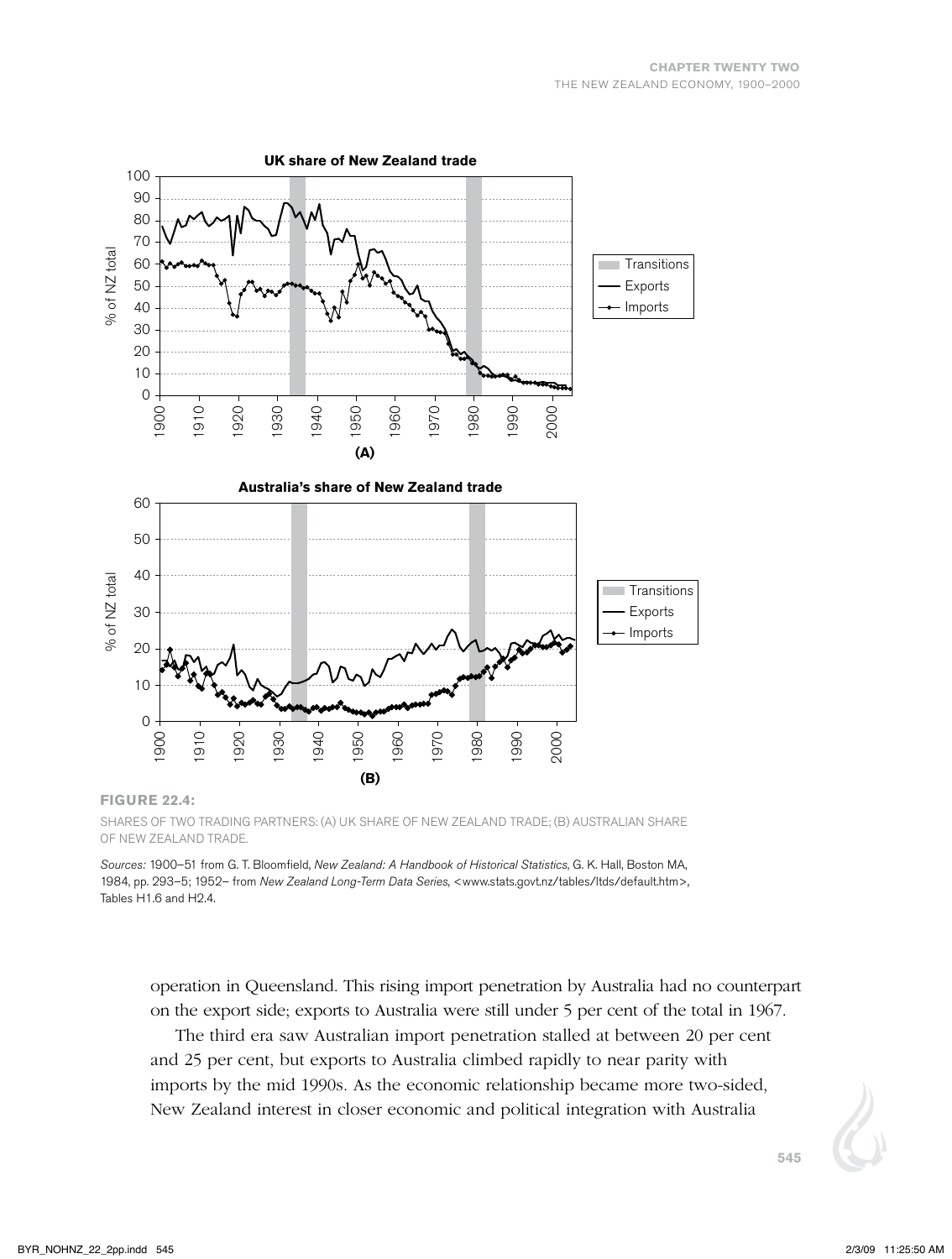**FIGURE 22.4:**

SHARES OF TWO TRADING PARTNERS: (A) UK SHARE OF NEW ZEALAND TRADE; (B) AUSTRALIAN SHARE OF NEW ZEALAND TRADE.

*Sources:* 1900–51 from G. T. Bloomfield, *New Zealand: A Handbook of Historical Statistics*, G. K. Hall, Boston MA, 1984, pp. 293–5; 1952– from *New Zealand Long-Term Data Series*, <www.stats.govt.nz/tables/ltds/default.htm>, Tables H1.6 and H2.4.

operation in Queensland. This rising import penetration by Australia had no counterpart on the export side; exports to Australia were still under 5 per cent of the total in 1967.

The third era saw Australian import penetration stalled at between 20 per cent and 25 per cent, but exports to Australia climbed rapidly to near parity with imports by the mid 1990s. As the economic relationship became more two-sided, New Zealand interest in closer economic and political integration with Australia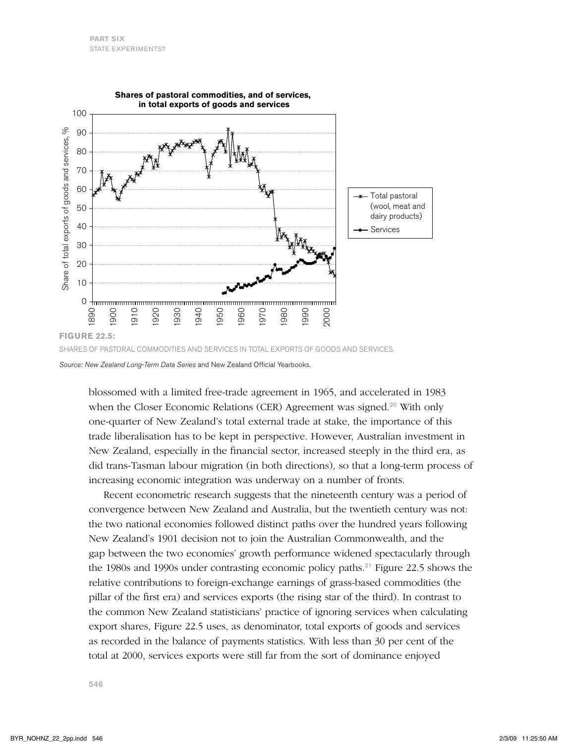**FIGURE 22.5:**

SHARES OF PASTORAL COMMODITIES AND SERVICES IN TOTAL EXPORTS OF GOODS AND SERVICES.

*Source: New Zealand Long-Term Data Series* and New Zealand Official Yearbooks.

blossomed with a limited free-trade agreement in 1965, and accelerated in 1983 when the Closer Economic Relations (CER) Agreement was signed.[20] With only one-quarter of New Zealand's total external trade at stake, the importance of this trade liberalisation has to be kept in perspective. However, Australian investment in New Zealand, especially in the financial sector, increased steeply in the third era, as did trans-Tasman labour migration (in both directions), so that a long-term process of increasing economic integration was underway on a number of fronts.

Recent econometric research suggests that the nineteenth century was a period of convergence between New Zealand and Australia, but the twentieth century was not: the two national economies followed distinct paths over the hundred years following New Zealand's 1901 decision not to join the Australian Commonwealth, and the gap between the two economies' growth performance widened spectacularly through the 1980s and 1990s under contrasting economic policy paths.[21] Figure 22.5 shows the relative contributions to foreign-exchange earnings of grass-based commodities (the pillar of the first era) and services exports (the rising star of the third). In contrast to the common New Zealand statisticians' practice of ignoring services when calculating export shares, Figure 22.5 uses, as denominator, total exports of goods and services as recorded in the balance of payments statistics. With less than 30 per cent of the total at 2000, services exports were still far from the sort of dominance enjoyed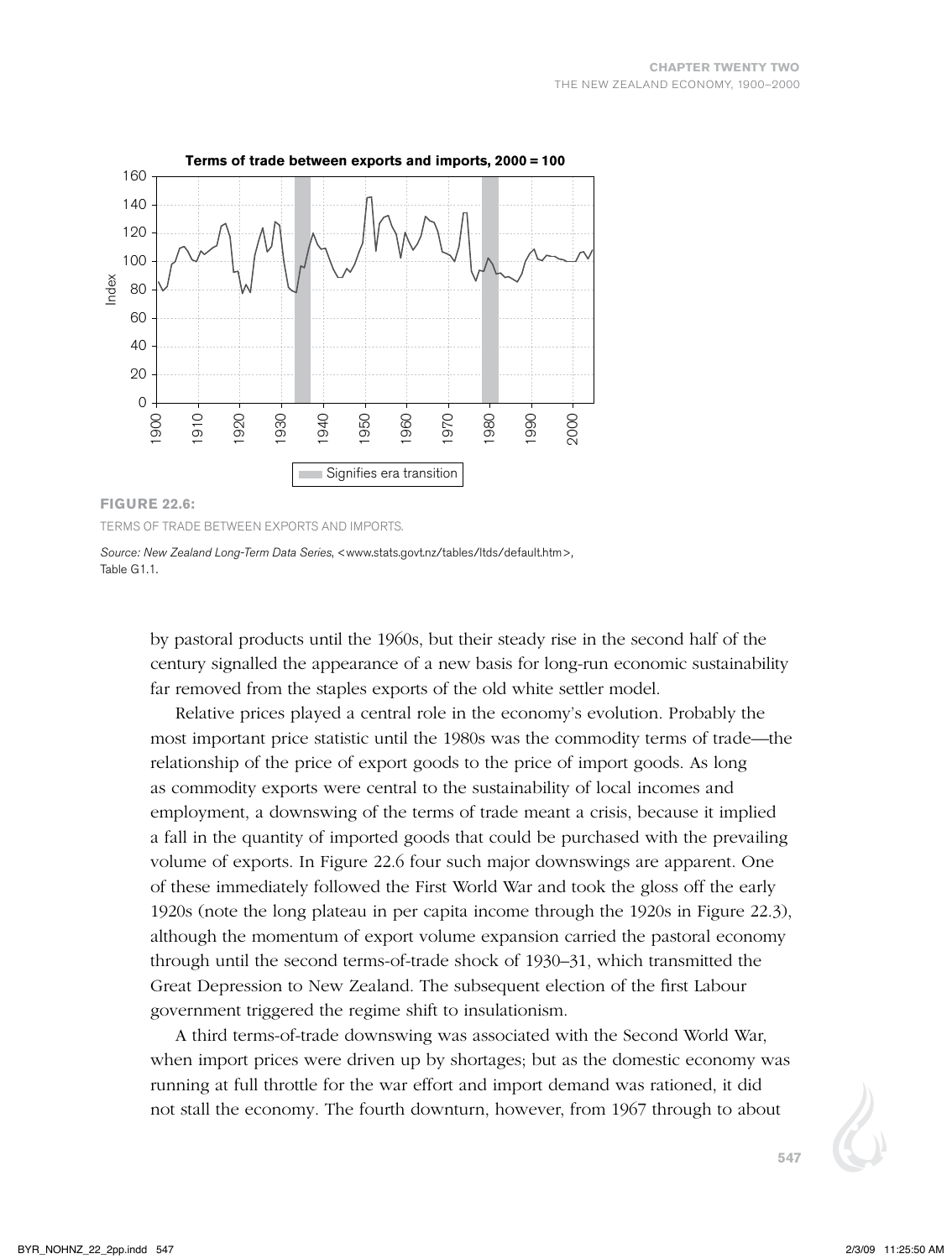**FIGURE 22.6:**

TERMS OF TRADE BETWEEN EXPORTS AND IMPORTS.

*Source: New Zealand Long-Term Data Series*, <www.stats.govt.nz/tables/ltds/default.htm>, Table G1.1.

by pastoral products until the 1960s, but their steady rise in the second half of the century signalled the appearance of a new basis for long-run economic sustainability far removed from the staples exports of the old white settler model.

Relative prices played a central role in the economy's evolution. Probably the most important price statistic until the 1980s was the commodity terms of trade—the relationship of the price of export goods to the price of import goods. As long as commodity exports were central to the sustainability of local incomes and employment, a downswing of the terms of trade meant a crisis, because it implied a fall in the quantity of imported goods that could be purchased with the prevailing volume of exports. In Figure 22.6 four such major downswings are apparent. One of these immediately followed the First World War and took the gloss off the early 1920s (note the long plateau in per capita income through the 1920s in Figure 22.3), although the momentum of export volume expansion carried the pastoral economy through until the second terms-of-trade shock of 1930–31, which transmitted the Great Depression to New Zealand. The subsequent election of the first Labour government triggered the regime shift to insulationism.

A third terms-of-trade downswing was associated with the Second World War, when import prices were driven up by shortages; but as the domestic economy was running at full throttle for the war effort and import demand was rationed, it did not stall the economy. The fourth downturn, however, from 1967 through to about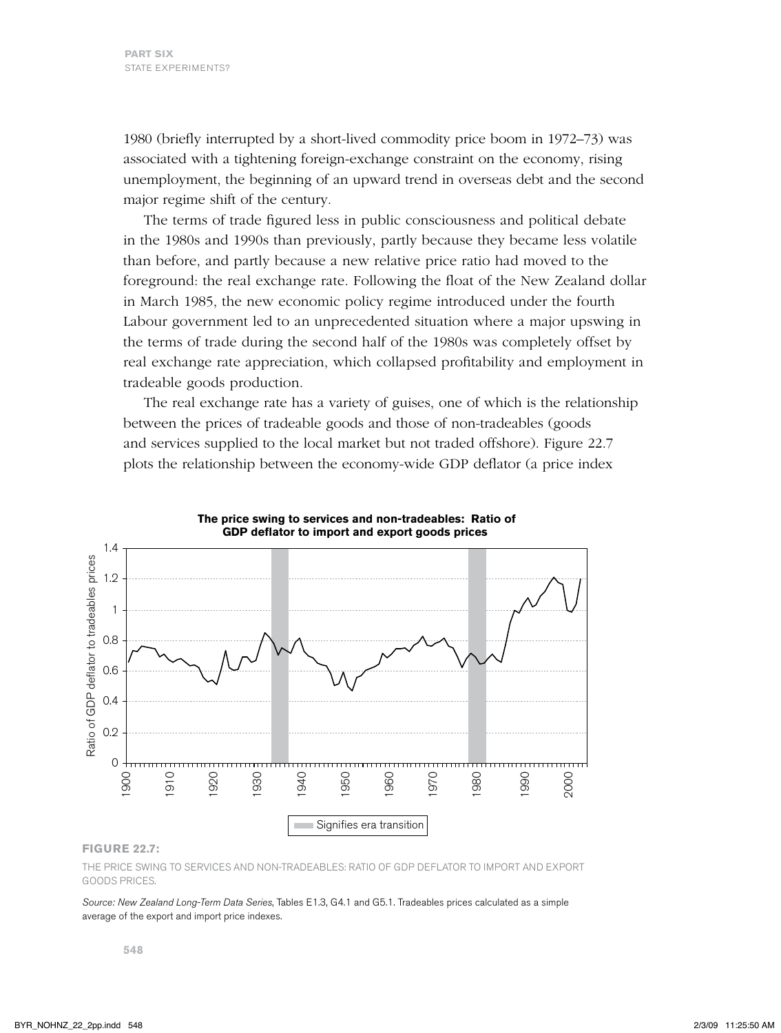1980 (briefly interrupted by a short-lived commodity price boom in 1972–73) was associated with a tightening foreign-exchange constraint on the economy, rising unemployment, the beginning of an upward trend in overseas debt and the second major regime shift of the century.

The terms of trade figured less in public consciousness and political debate in the 1980s and 1990s than previously, partly because they became less volatile than before, and partly because a new relative price ratio had moved to the foreground: the real exchange rate. Following the float of the New Zealand dollar in March 1985, the new economic policy regime introduced under the fourth Labour government led to an unprecedented situation where a major upswing in the terms of trade during the second half of the 1980s was completely offset by real exchange rate appreciation, which collapsed profitability and employment in tradeable goods production.

The real exchange rate has a variety of guises, one of which is the relationship between the prices of tradeable goods and those of non-tradeables (goods and services supplied to the local market but not traded offshore). Figure 22.7 plots the relationship between the economy-wide GDP deflator (a price index

**FIGURE 22.7:**

THE PRICE SWING TO SERVICES AND NON-TRADEABLES: RATIO OF GDP DEFLATOR TO IMPORT AND EXPORT GOODS PRICES.

*Source: New Zealand Long-Term Data Series*, Tables E1.3, G4.1 and G5.1. Tradeables prices calculated as a simple average of the export and import price indexes.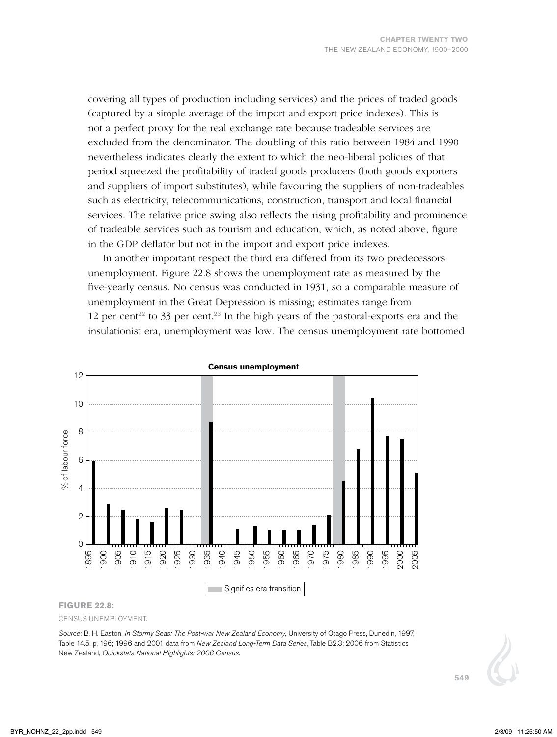covering all types of production including services) and the prices of traded goods (captured by a simple average of the import and export price indexes). This is not a perfect proxy for the real exchange rate because tradeable services are excluded from the denominator. The doubling of this ratio between 1984 and 1990 nevertheless indicates clearly the extent to which the neo-liberal policies of that period squeezed the profitability of traded goods producers (both goods exporters and suppliers of import substitutes), while favouring the suppliers of non-tradeables such as electricity, telecommunications, construction, transport and local financial services. The relative price swing also reflects the rising profitability and prominence of tradeable services such as tourism and education, which, as noted above, figure in the GDP deflator but not in the import and export price indexes.

In another important respect the third era differed from its two predecessors: unemployment. Figure 22.8 shows the unemployment rate as measured by the five-yearly census. No census was conducted in 1931, so a comparable measure of unemployment in the Great Depression is missing; estimates range from 12 per cent[22] to 33 per cent.[23] In the high years of the pastoral-exports era and the insulationist era, unemployment was low. The census unemployment rate bottomed

**Census unemployment**

Signifies era transition

**FIGURE 22.8:**

CENSUS UNEMPLOYMENT.

*Source:* B. H. Easton, *In Stormy Seas: The Post-war New Zealand Economy,* University of Otago Press, Dunedin, 1997, Table 14.5, p. 196; 1996 and 2001 data from *New Zealand Long-Term Data Series*, Table B2.3; 2006 from Statistics New Zealand, *Quickstats National Highlights: 2006 Census*.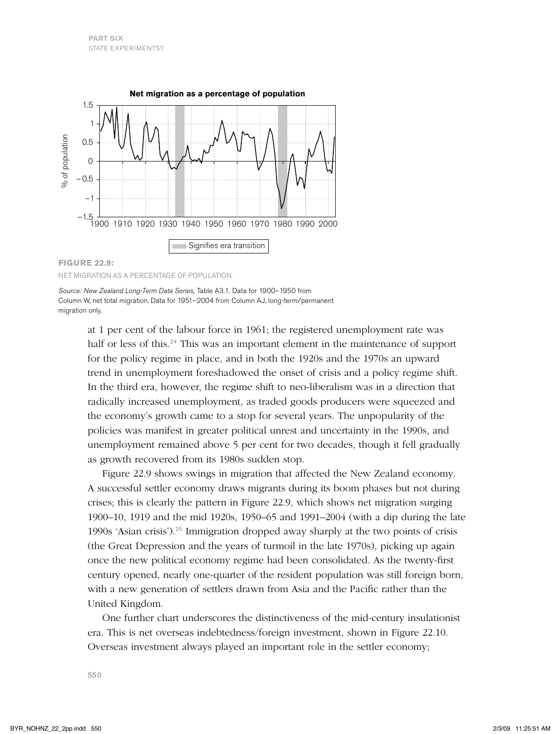**FIGURE 22.9:**

NET MIGRATION AS A PERCENTAGE OF POPULATION.

*Source: New Zealand Long-Term Data Series,* Table A3.1. Data for 1900–1950 from Column W, net total migration. Data for 1951–2004 from Column AJ, long-term/permanent migration only.

at 1 per cent of the labour force in 1961; the registered unemployment rate was half or less of this.[24] This was an important element in the maintenance of support for the policy regime in place, and in both the 1920s and the 1970s an upward trend in unemployment foreshadowed the onset of crisis and a policy regime shift. In the third era, however, the regime shift to neo-liberalism was in a direction that radically increased unemployment, as traded goods producers were squeezed and the economy's growth came to a stop for several years. The unpopularity of the policies was manifest in greater political unrest and uncertainty in the 1990s, and unemployment remained above 5 per cent for two decades, though it fell gradually as growth recovered from its 1980s sudden stop.

Figure 22.9 shows swings in migration that affected the New Zealand economy. A successful settler economy draws migrants during its boom phases but not during crises; this is clearly the pattern in Figure 22.9, which shows net migration surging 1900–10, 1919 and the mid 1920s, 1950–65 and 1991–2004 (with a dip during the late 1990s 'Asian crisis').[25] Immigration dropped away sharply at the two points of crisis (the Great Depression and the years of turmoil in the late 1970s), picking up again once the new political economy regime had been consolidated. As the twenty-first century opened, nearly one-quarter of the resident population was still foreign born, with a new generation of settlers drawn from Asia and the Pacific rather than the United Kingdom.

One further chart underscores the distinctiveness of the mid-century insulationist era. This is net overseas indebtedness/foreign investment, shown in Figure 22.10. Overseas investment always played an important role in the settler economy;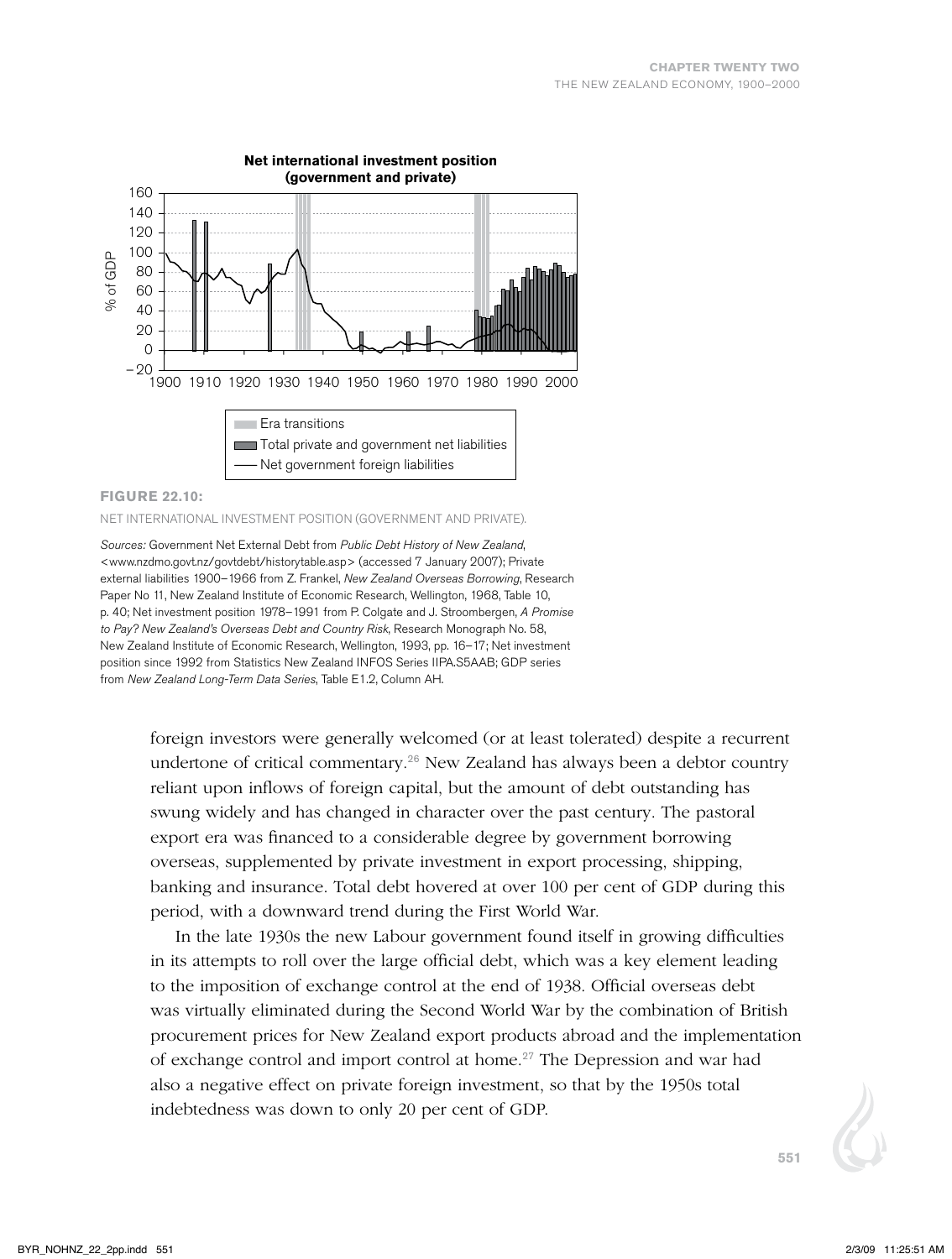**FIGURE 22.10:**

NET INTERNATIONAL INVESTMENT POSITION (GOVERNMENT AND PRIVATE).

*Sources:* Government Net External Debt from *Public Debt History of New Zealand*, <www.nzdmo.govt.nz/govtdebt/historytable.asp> (accessed 7 January 2007); Private external liabilities 1900–1966 from Z. Frankel, *New Zealand Overseas Borrowing*, Research Paper No 11, New Zealand Institute of Economic Research, Wellington, 1968, Table 10, p. 40; Net investment position 1978–1991 from P. Colgate and J. Stroombergen, *A Promise to Pay? New Zealand's Overseas Debt and Country Risk*, Research Monograph No. 58, New Zealand Institute of Economic Research, Wellington, 1993, pp. 16–17; Net investment position since 1992 from Statistics New Zealand INFOS Series IIPA.S5AAB; GDP series from *New Zealand Long-Term Data Series*, Table E1.2, Column AH.

foreign investors were generally welcomed (or at least tolerated) despite a recurrent undertone of critical commentary.[26] New Zealand has always been a debtor country reliant upon inflows of foreign capital, but the amount of debt outstanding has swung widely and has changed in character over the past century. The pastoral export era was financed to a considerable degree by government borrowing overseas, supplemented by private investment in export processing, shipping, banking and insurance. Total debt hovered at over 100 per cent of GDP during this period, with a downward trend during the First World War.

In the late 1930s the new Labour government found itself in growing difficulties in its attempts to roll over the large official debt, which was a key element leading to the imposition of exchange control at the end of 1938. Official overseas debt was virtually eliminated during the Second World War by the combination of British procurement prices for New Zealand export products abroad and the implementation of exchange control and import control at home.[27] The Depression and war had also a negative effect on private foreign investment, so that by the 1950s total indebtedness was down to only 20 per cent of GDP.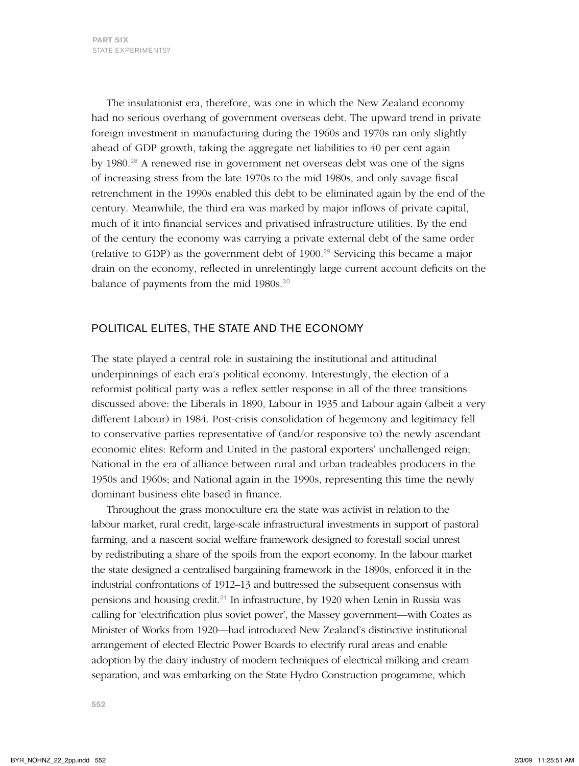The insulationist era, therefore, was one in which the New Zealand economy had no serious overhang of government overseas debt. The upward trend in private foreign investment in manufacturing during the 1960s and 1970s ran only slightly ahead of GDP growth, taking the aggregate net liabilities to 40 per cent again by 1980.[28] A renewed rise in government net overseas debt was one of the signs of increasing stress from the late 1970s to the mid 1980s, and only savage fiscal retrenchment in the 1990s enabled this debt to be eliminated again by the end of the century. Meanwhile, the third era was marked by major inflows of private capital, much of it into financial services and privatised infrastructure utilities. By the end of the century the economy was carrying a private external debt of the same order (relative to GDP) as the government debt of 1900.[29] Servicing this became a major drain on the economy, reflected in unrelentingly large current account deficits on the balance of payments from the mid 1980s.[30]

## POLITICAL ELITES, THE STATE AND THE ECONOMY

The state played a central role in sustaining the institutional and attitudinal underpinnings of each era's political economy. Interestingly, the election of a reformist political party was a reflex settler response in all of the three transitions discussed above: the Liberals in 1890, Labour in 1935 and Labour again (albeit a very different Labour) in 1984. Post-crisis consolidation of hegemony and legitimacy fell to conservative parties representative of (and/or responsive to) the newly ascendant economic elites: Reform and United in the pastoral exporters' unchallenged reign; National in the era of alliance between rural and urban tradeables producers in the 1950s and 1960s; and National again in the 1990s, representing this time the newly dominant business elite based in finance.

Throughout the grass monoculture era the state was activist in relation to the labour market, rural credit, large-scale infrastructural investments in support of pastoral farming, and a nascent social welfare framework designed to forestall social unrest by redistributing a share of the spoils from the export economy. In the labour market the state designed a centralised bargaining framework in the 1890s, enforced it in the industrial confrontations of 1912–13 and buttressed the subsequent consensus with pensions and housing credit.[31] In infrastructure, by 1920 when Lenin in Russia was calling for 'electrification plus soviet power', the Massey government—with Coates as Minister of Works from 1920—had introduced New Zealand's distinctive institutional arrangement of elected Electric Power Boards to electrify rural areas and enable adoption by the dairy industry of modern techniques of electrical milking and cream separation, and was embarking on the State Hydro Construction programme, which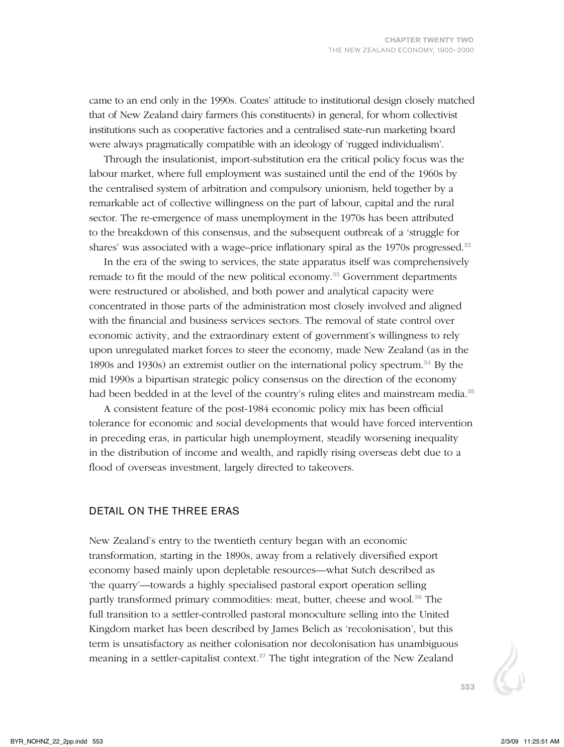came to an end only in the 1990s. Coates' attitude to institutional design closely matched that of New Zealand dairy farmers (his constituents) in general, for whom collectivist institutions such as cooperative factories and a centralised state-run marketing board were always pragmatically compatible with an ideology of 'rugged individualism'.

Through the insulationist, import-substitution era the critical policy focus was the labour market, where full employment was sustained until the end of the 1960s by the centralised system of arbitration and compulsory unionism, held together by a remarkable act of collective willingness on the part of labour, capital and the rural sector. The re-emergence of mass unemployment in the 1970s has been attributed to the breakdown of this consensus, and the subsequent outbreak of a 'struggle for shares' was associated with a wage–price inflationary spiral as the 1970s progressed.[32]

In the era of the swing to services, the state apparatus itself was comprehensively remade to fit the mould of the new political economy.[33] Government departments were restructured or abolished, and both power and analytical capacity were concentrated in those parts of the administration most closely involved and aligned with the financial and business services sectors. The removal of state control over economic activity, and the extraordinary extent of government's willingness to rely upon unregulated market forces to steer the economy, made New Zealand (as in the 1890s and 1930s) an extremist outlier on the international policy spectrum.[34] By the mid 1990s a bipartisan strategic policy consensus on the direction of the economy had been bedded in at the level of the country's ruling elites and mainstream media.[35]

A consistent feature of the post-1984 economic policy mix has been official tolerance for economic and social developments that would have forced intervention in preceding eras, in particular high unemployment, steadily worsening inequality in the distribution of income and wealth, and rapidly rising overseas debt due to a flood of overseas investment, largely directed to takeovers.

## DETAIL ON THE THREE ERAS

New Zealand's entry to the twentieth century began with an economic transformation, starting in the 1890s, away from a relatively diversified export economy based mainly upon depletable resources—what Sutch described as 'the quarry'—towards a highly specialised pastoral export operation selling partly transformed primary commodities: meat, butter, cheese and wool.[36] The full transition to a settler-controlled pastoral monoculture selling into the United Kingdom market has been described by James Belich as 'recolonisation', but this term is unsatisfactory as neither colonisation nor decolonisation has unambiguous meaning in a settler-capitalist context.[37] The tight integration of the New Zealand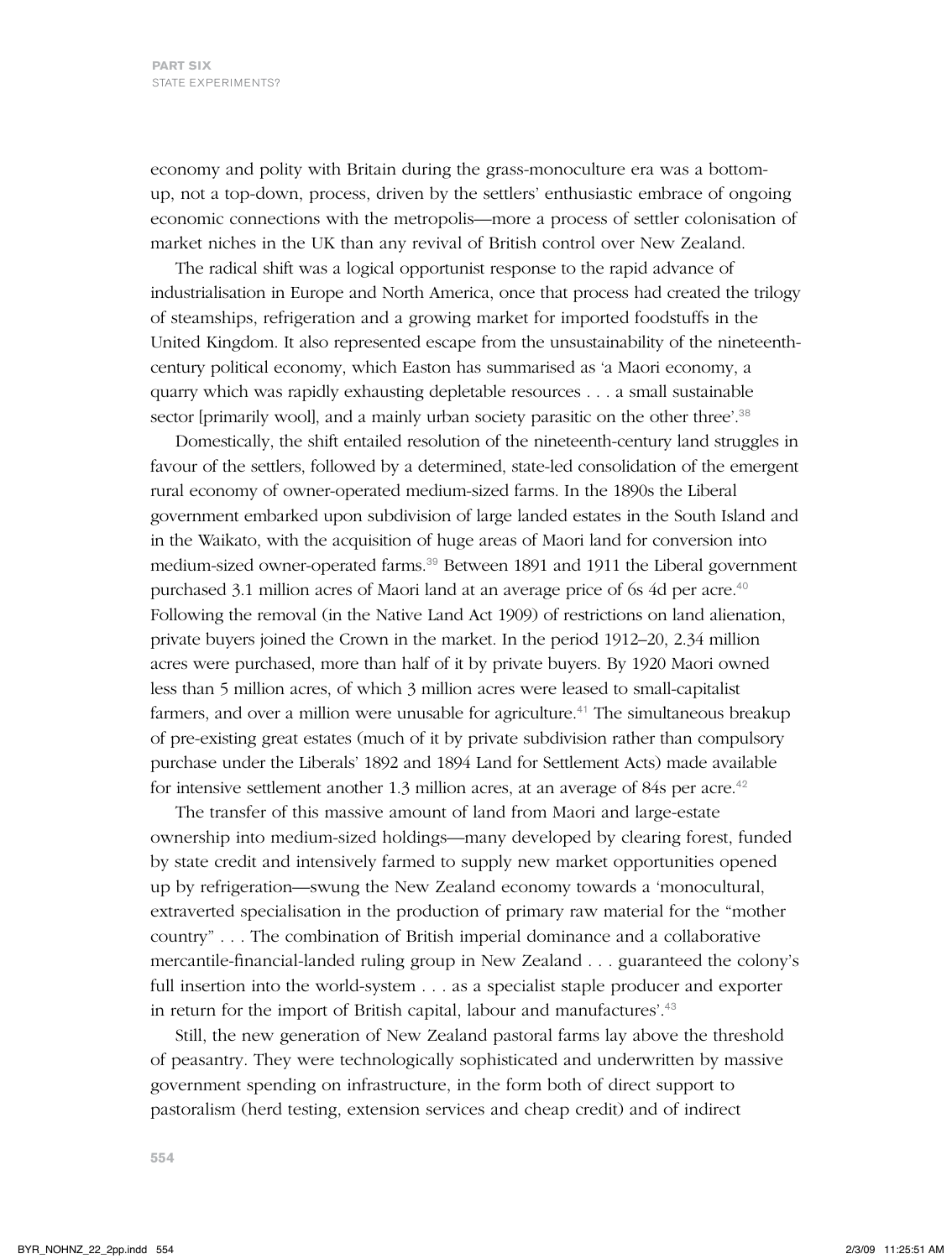economy and polity with Britain during the grass-monoculture era was a bottom-up, not a top-down, process, driven by the settlers' enthusiastic embrace of ongoing economic connections with the metropolis—more a process of settler colonisation of market niches in the UK than any revival of British control over New Zealand.

The radical shift was a logical opportunist response to the rapid advance of industrialisation in Europe and North America, once that process had created the trilogy of steamships, refrigeration and a growing market for imported foodstuffs in the United Kingdom. It also represented escape from the unsustainability of the nineteenth-century political economy, which Easton has summarised as 'a Maori economy, a quarry which was rapidly exhausting depletable resources . . . a small sustainable sector [primarily wool], and a mainly urban society parasitic on the other three'.[38]

Domestically, the shift entailed resolution of the nineteenth-century land struggles in favour of the settlers, followed by a determined, state-led consolidation of the emergent rural economy of owner-operated medium-sized farms. In the 1890s the Liberal government embarked upon subdivision of large landed estates in the South Island and in the Waikato, with the acquisition of huge areas of Maori land for conversion into medium-sized owner-operated farms.[39] Between 1891 and 1911 the Liberal government purchased 3.1 million acres of Maori land at an average price of 6s 4d per acre.[40] Following the removal (in the Native Land Act 1909) of restrictions on land alienation, private buyers joined the Crown in the market. In the period 1912–20, 2.34 million acres were purchased, more than half of it by private buyers. By 1920 Maori owned less than 5 million acres, of which 3 million acres were leased to small-capitalist farmers, and over a million were unusable for agriculture.[41] The simultaneous breakup of pre-existing great estates (much of it by private subdivision rather than compulsory purchase under the Liberals' 1892 and 1894 Land for Settlement Acts) made available for intensive settlement another 1.3 million acres, at an average of 84s per acre.[42]

The transfer of this massive amount of land from Maori and large-estate ownership into medium-sized holdings—many developed by clearing forest, funded by state credit and intensively farmed to supply new market opportunities opened up by refrigeration—swung the New Zealand economy towards a 'monocultural, extraverted specialisation in the production of primary raw material for the "mother country" . . . The combination of British imperial dominance and a collaborative mercantile-financial-landed ruling group in New Zealand . . . guaranteed the colony's full insertion into the world-system . . . as a specialist staple producer and exporter in return for the import of British capital, labour and manufactures'.[43]

Still, the new generation of New Zealand pastoral farms lay above the threshold of peasantry. They were technologically sophisticated and underwritten by massive government spending on infrastructure, in the form both of direct support to pastoralism (herd testing, extension services and cheap credit) and of indirect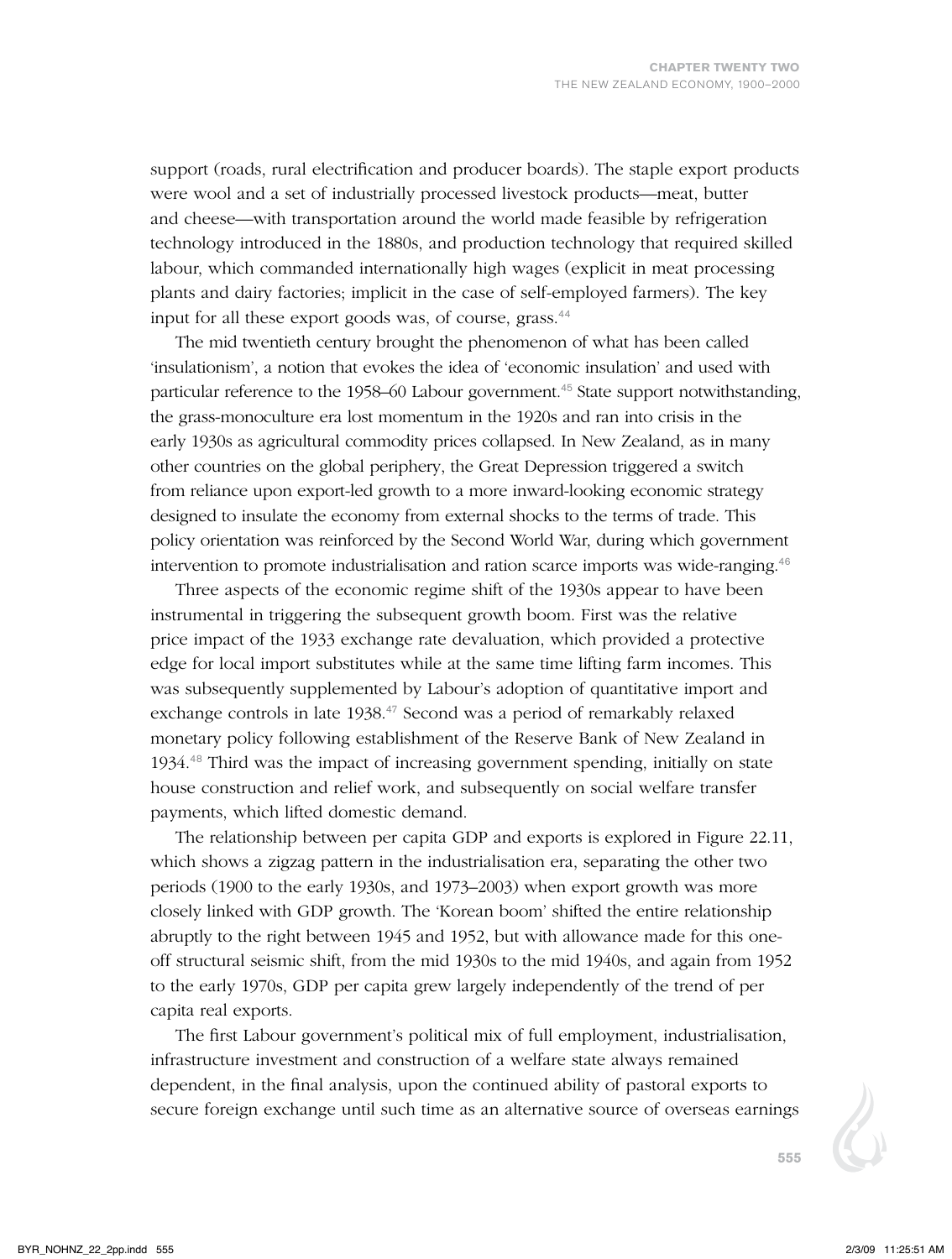support (roads, rural electrification and producer boards). The staple export products were wool and a set of industrially processed livestock products—meat, butter and cheese—with transportation around the world made feasible by refrigeration technology introduced in the 1880s, and production technology that required skilled labour, which commanded internationally high wages (explicit in meat processing plants and dairy factories; implicit in the case of self-employed farmers). The key input for all these export goods was, of course, grass.[44]

The mid twentieth century brought the phenomenon of what has been called 'insulationism', a notion that evokes the idea of 'economic insulation' and used with particular reference to the 1958–60 Labour government.[45] State support notwithstanding, the grass-monoculture era lost momentum in the 1920s and ran into crisis in the early 1930s as agricultural commodity prices collapsed. In New Zealand, as in many other countries on the global periphery, the Great Depression triggered a switch from reliance upon export-led growth to a more inward-looking economic strategy designed to insulate the economy from external shocks to the terms of trade. This policy orientation was reinforced by the Second World War, during which government intervention to promote industrialisation and ration scarce imports was wide-ranging.[46]

Three aspects of the economic regime shift of the 1930s appear to have been instrumental in triggering the subsequent growth boom. First was the relative price impact of the 1933 exchange rate devaluation, which provided a protective edge for local import substitutes while at the same time lifting farm incomes. This was subsequently supplemented by Labour's adoption of quantitative import and exchange controls in late 1938.[47] Second was a period of remarkably relaxed monetary policy following establishment of the Reserve Bank of New Zealand in 1934.[48] Third was the impact of increasing government spending, initially on state house construction and relief work, and subsequently on social welfare transfer payments, which lifted domestic demand.

The relationship between per capita GDP and exports is explored in Figure 22.11, which shows a zigzag pattern in the industrialisation era, separating the other two periods (1900 to the early 1930s, and 1973–2003) when export growth was more closely linked with GDP growth. The 'Korean boom' shifted the entire relationship abruptly to the right between 1945 and 1952, but with allowance made for this one-off structural seismic shift, from the mid 1930s to the mid 1940s, and again from 1952 to the early 1970s, GDP per capita grew largely independently of the trend of per capita real exports.

The first Labour government's political mix of full employment, industrialisation, infrastructure investment and construction of a welfare state always remained dependent, in the final analysis, upon the continued ability of pastoral exports to secure foreign exchange until such time as an alternative source of overseas earnings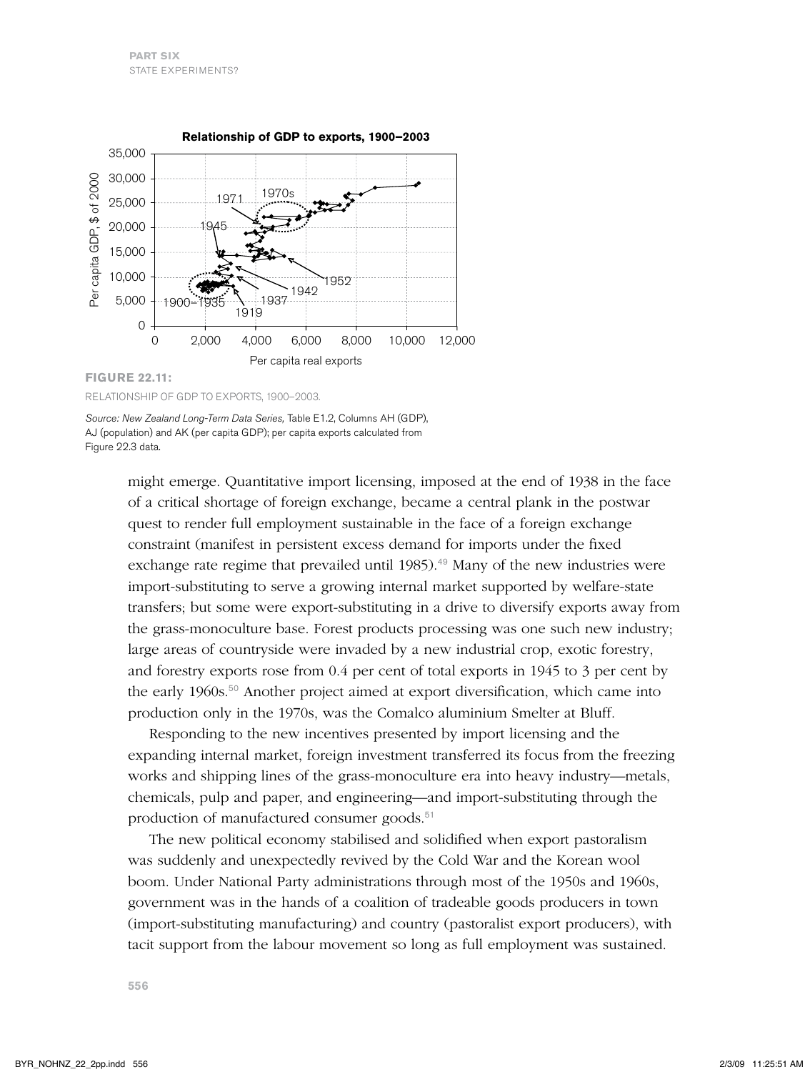**FIGURE 22.11:**

RELATIONSHIP OF GDP TO EXPORTS, 1900–2003.

*Source: New Zealand Long-Term Data Series,* Table E1.2, Columns AH (GDP), AJ (population) and AK (per capita GDP); per capita exports calculated from Figure 22.3 data.

might emerge. Quantitative import licensing, imposed at the end of 1938 in the face of a critical shortage of foreign exchange, became a central plank in the postwar quest to render full employment sustainable in the face of a foreign exchange constraint (manifest in persistent excess demand for imports under the fixed exchange rate regime that prevailed until 1985).[49] Many of the new industries were import-substituting to serve a growing internal market supported by welfare-state transfers; but some were export-substituting in a drive to diversify exports away from the grass-monoculture base. Forest products processing was one such new industry; large areas of countryside were invaded by a new industrial crop, exotic forestry, and forestry exports rose from 0.4 per cent of total exports in 1945 to 3 per cent by the early 1960s.[50] Another project aimed at export diversification, which came into production only in the 1970s, was the Comalco aluminium Smelter at Bluff.

Responding to the new incentives presented by import licensing and the expanding internal market, foreign investment transferred its focus from the freezing works and shipping lines of the grass-monoculture era into heavy industry—metals, chemicals, pulp and paper, and engineering—and import-substituting through the production of manufactured consumer goods.[51]

The new political economy stabilised and solidified when export pastoralism was suddenly and unexpectedly revived by the Cold War and the Korean wool boom. Under National Party administrations through most of the 1950s and 1960s, government was in the hands of a coalition of tradeable goods producers in town (import-substituting manufacturing) and country (pastoralist export producers), with tacit support from the labour movement so long as full employment was sustained.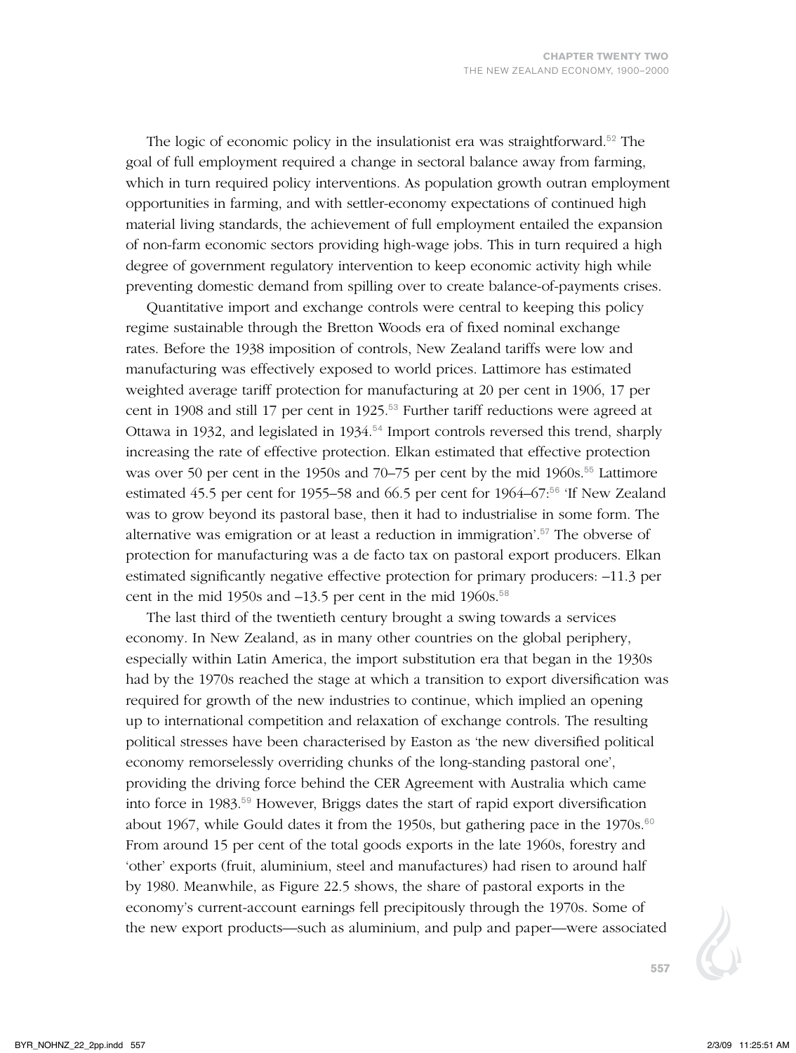The logic of economic policy in the insulationist era was straightforward.[52] The goal of full employment required a change in sectoral balance away from farming, which in turn required policy interventions. As population growth outran employment opportunities in farming, and with settler-economy expectations of continued high material living standards, the achievement of full employment entailed the expansion of non-farm economic sectors providing high-wage jobs. This in turn required a high degree of government regulatory intervention to keep economic activity high while preventing domestic demand from spilling over to create balance-of-payments crises.

Quantitative import and exchange controls were central to keeping this policy regime sustainable through the Bretton Woods era of fixed nominal exchange rates. Before the 1938 imposition of controls, New Zealand tariffs were low and manufacturing was effectively exposed to world prices. Lattimore has estimated weighted average tariff protection for manufacturing at 20 per cent in 1906, 17 per cent in 1908 and still 17 per cent in 1925.[53] Further tariff reductions were agreed at Ottawa in 1932, and legislated in 1934.[54] Import controls reversed this trend, sharply increasing the rate of effective protection. Elkan estimated that effective protection was over 50 per cent in the 1950s and 70–75 per cent by the mid 1960s.[55] Lattimore estimated 45.5 per cent for 1955–58 and 66.5 per cent for 1964–67:[56] 'If New Zealand was to grow beyond its pastoral base, then it had to industrialise in some form. The alternative was emigration or at least a reduction in immigration'.[57] The obverse of protection for manufacturing was a de facto tax on pastoral export producers. Elkan estimated significantly negative effective protection for primary producers: –11.3 per cent in the mid 1950s and –13.5 per cent in the mid 1960s.[58]

The last third of the twentieth century brought a swing towards a services economy. In New Zealand, as in many other countries on the global periphery, especially within Latin America, the import substitution era that began in the 1930s had by the 1970s reached the stage at which a transition to export diversification was required for growth of the new industries to continue, which implied an opening up to international competition and relaxation of exchange controls. The resulting political stresses have been characterised by Easton as 'the new diversified political economy remorselessly overriding chunks of the long-standing pastoral one', providing the driving force behind the CER Agreement with Australia which came into force in 1983.[59] However, Briggs dates the start of rapid export diversification about 1967, while Gould dates it from the 1950s, but gathering pace in the 1970s.[60] From around 15 per cent of the total goods exports in the late 1960s, forestry and 'other' exports (fruit, aluminium, steel and manufactures) had risen to around half by 1980. Meanwhile, as Figure 22.5 shows, the share of pastoral exports in the economy's current-account earnings fell precipitously through the 1970s. Some of the new export products—such as aluminium, and pulp and paper—were associated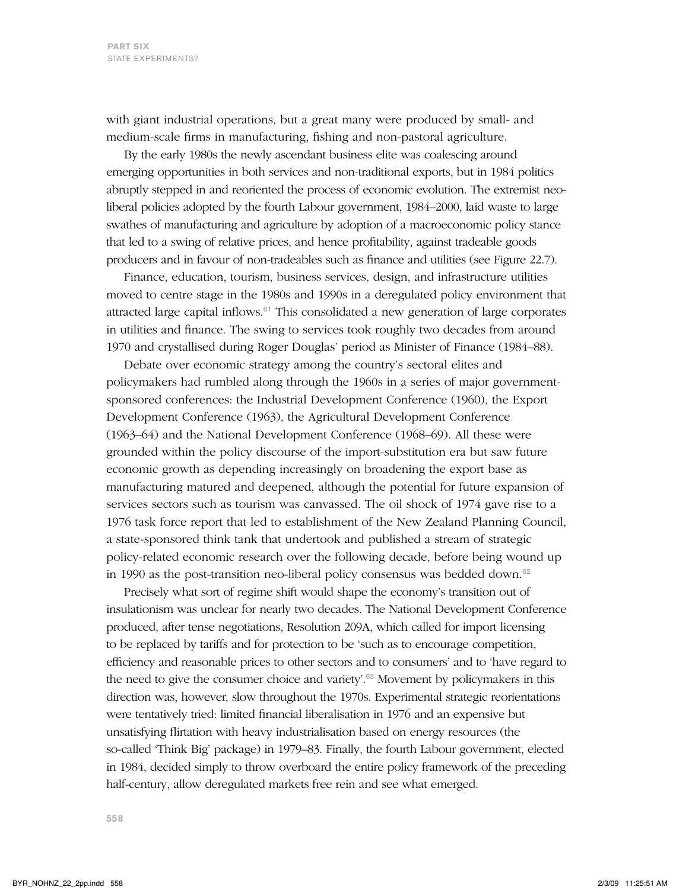with giant industrial operations, but a great many were produced by small- and medium-scale firms in manufacturing, fishing and non-pastoral agriculture.

By the early 1980s the newly ascendant business elite was coalescing around emerging opportunities in both services and non-traditional exports, but in 1984 politics abruptly stepped in and reoriented the process of economic evolution. The extremist neo-liberal policies adopted by the fourth Labour government, 1984–2000, laid waste to large swathes of manufacturing and agriculture by adoption of a macroeconomic policy stance that led to a swing of relative prices, and hence profitability, against tradeable goods producers and in favour of non-tradeables such as finance and utilities (see Figure 22.7).

Finance, education, tourism, business services, design, and infrastructure utilities moved to centre stage in the 1980s and 1990s in a deregulated policy environment that attracted large capital inflows.[61] This consolidated a new generation of large corporates in utilities and finance. The swing to services took roughly two decades from around 1970 and crystallised during Roger Douglas' period as Minister of Finance (1984–88).

Debate over economic strategy among the country's sectoral elites and policymakers had rumbled along through the 1960s in a series of major government-sponsored conferences: the Industrial Development Conference (1960), the Export Development Conference (1963), the Agricultural Development Conference (1963–64) and the National Development Conference (1968–69). All these were grounded within the policy discourse of the import-substitution era but saw future economic growth as depending increasingly on broadening the export base as manufacturing matured and deepened, although the potential for future expansion of services sectors such as tourism was canvassed. The oil shock of 1974 gave rise to a 1976 task force report that led to establishment of the New Zealand Planning Council, a state-sponsored think tank that undertook and published a stream of strategic policy-related economic research over the following decade, before being wound up in 1990 as the post-transition neo-liberal policy consensus was bedded down.[62]

Precisely what sort of regime shift would shape the economy's transition out of insulationism was unclear for nearly two decades. The National Development Conference produced, after tense negotiations, Resolution 209A, which called for import licensing to be replaced by tariffs and for protection to be 'such as to encourage competition, efficiency and reasonable prices to other sectors and to consumers' and to 'have regard to the need to give the consumer choice and variety'.[63] Movement by policymakers in this direction was, however, slow throughout the 1970s. Experimental strategic reorientations were tentatively tried: limited financial liberalisation in 1976 and an expensive but unsatisfying flirtation with heavy industrialisation based on energy resources (the so-called 'Think Big' package) in 1979–83. Finally, the fourth Labour government, elected in 1984, decided simply to throw overboard the entire policy framework of the preceding half-century, allow deregulated markets free rein and see what emerged.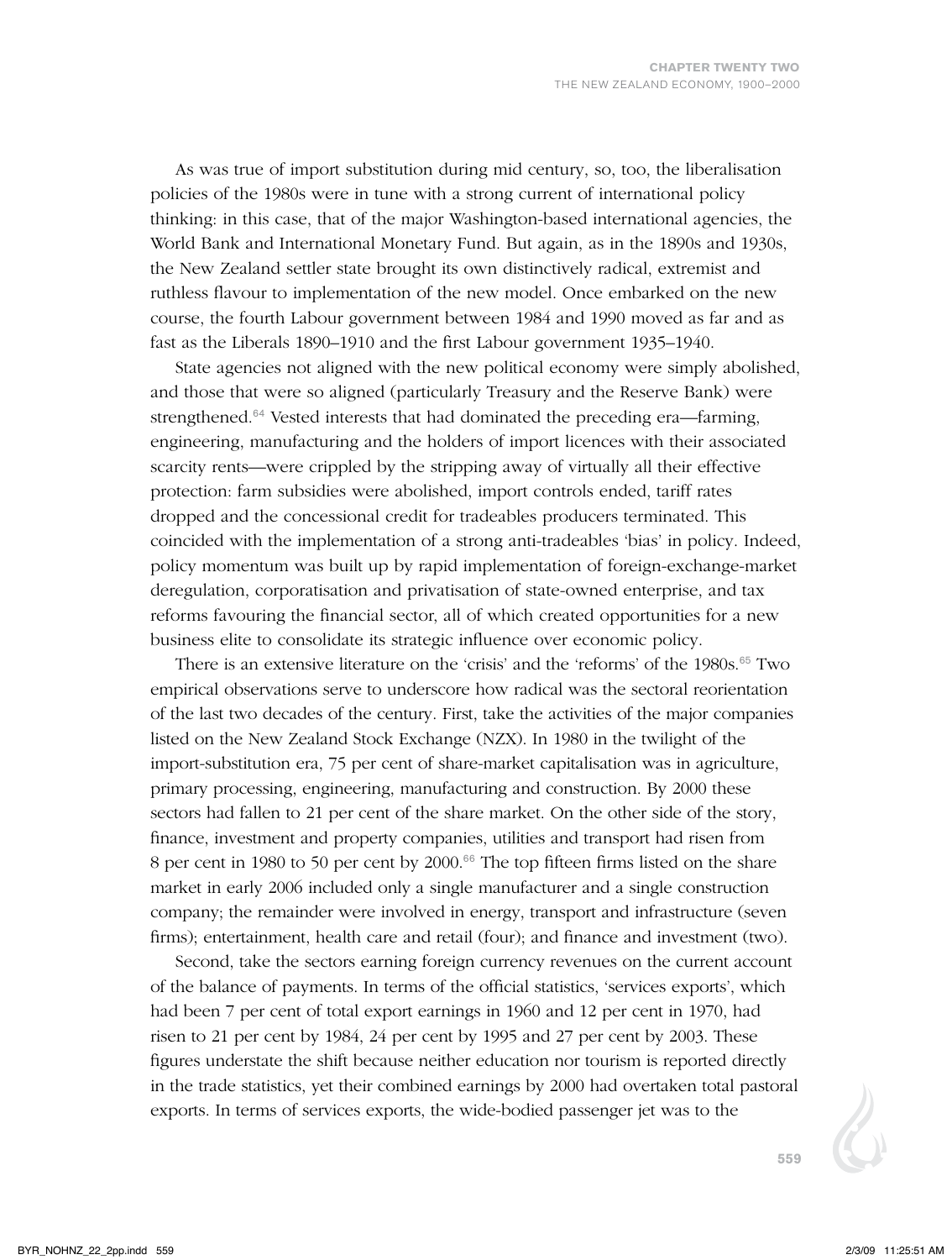As was true of import substitution during mid century, so, too, the liberalisation policies of the 1980s were in tune with a strong current of international policy thinking: in this case, that of the major Washington-based international agencies, the World Bank and International Monetary Fund. But again, as in the 1890s and 1930s, the New Zealand settler state brought its own distinctively radical, extremist and ruthless flavour to implementation of the new model. Once embarked on the new course, the fourth Labour government between 1984 and 1990 moved as far and as fast as the Liberals 1890–1910 and the first Labour government 1935–1940.

State agencies not aligned with the new political economy were simply abolished, and those that were so aligned (particularly Treasury and the Reserve Bank) were strengthened.[64] Vested interests that had dominated the preceding era—farming, engineering, manufacturing and the holders of import licences with their associated scarcity rents—were crippled by the stripping away of virtually all their effective protection: farm subsidies were abolished, import controls ended, tariff rates dropped and the concessional credit for tradeables producers terminated. This coincided with the implementation of a strong anti-tradeables 'bias' in policy. Indeed, policy momentum was built up by rapid implementation of foreign-exchange-market deregulation, corporatisation and privatisation of state-owned enterprise, and tax reforms favouring the financial sector, all of which created opportunities for a new business elite to consolidate its strategic influence over economic policy.

There is an extensive literature on the 'crisis' and the 'reforms' of the 1980s.[65] Two empirical observations serve to underscore how radical was the sectoral reorientation of the last two decades of the century. First, take the activities of the major companies listed on the New Zealand Stock Exchange (NZX). In 1980 in the twilight of the import-substitution era, 75 per cent of share-market capitalisation was in agriculture, primary processing, engineering, manufacturing and construction. By 2000 these sectors had fallen to 21 per cent of the share market. On the other side of the story, finance, investment and property companies, utilities and transport had risen from 8 per cent in 1980 to 50 per cent by 2000.[66] The top fifteen firms listed on the share market in early 2006 included only a single manufacturer and a single construction company; the remainder were involved in energy, transport and infrastructure (seven firms); entertainment, health care and retail (four); and finance and investment (two).

Second, take the sectors earning foreign currency revenues on the current account of the balance of payments. In terms of the official statistics, 'services exports', which had been 7 per cent of total export earnings in 1960 and 12 per cent in 1970, had risen to 21 per cent by 1984, 24 per cent by 1995 and 27 per cent by 2003. These figures understate the shift because neither education nor tourism is reported directly in the trade statistics, yet their combined earnings by 2000 had overtaken total pastoral exports. In terms of services exports, the wide-bodied passenger jet was to the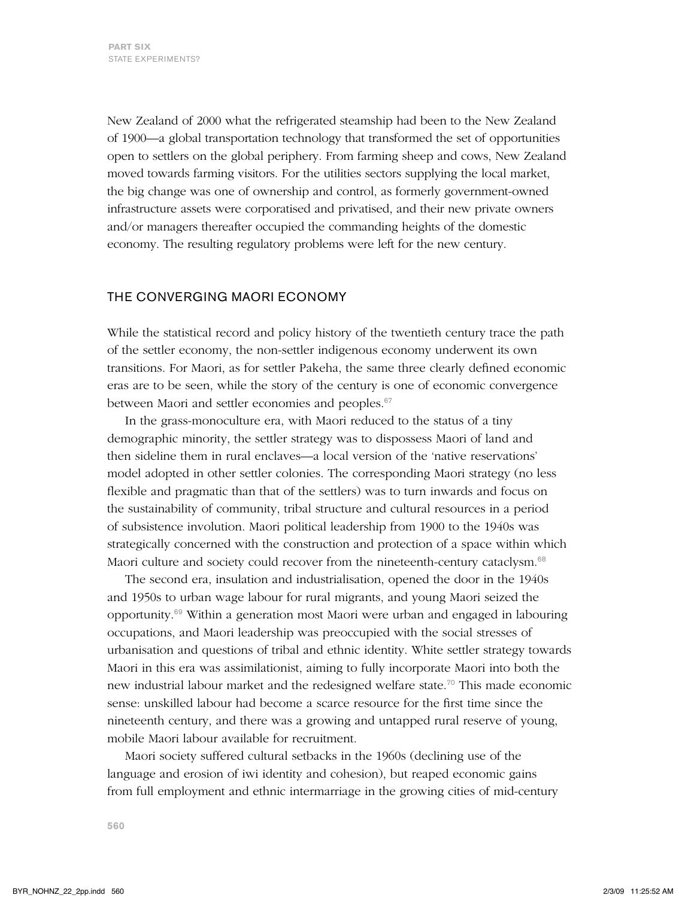New Zealand of 2000 what the refrigerated steamship had been to the New Zealand of 1900—a global transportation technology that transformed the set of opportunities open to settlers on the global periphery. From farming sheep and cows, New Zealand moved towards farming visitors. For the utilities sectors supplying the local market, the big change was one of ownership and control, as formerly government-owned infrastructure assets were corporatised and privatised, and their new private owners and/or managers thereafter occupied the commanding heights of the domestic economy. The resulting regulatory problems were left for the new century.

## THE CONVERGING MAORI ECONOMY

While the statistical record and policy history of the twentieth century trace the path of the settler economy, the non-settler indigenous economy underwent its own transitions. For Maori, as for settler Pakeha, the same three clearly defined economic eras are to be seen, while the story of the century is one of economic convergence between Maori and settler economies and peoples.[67]

In the grass-monoculture era, with Maori reduced to the status of a tiny demographic minority, the settler strategy was to dispossess Maori of land and then sideline them in rural enclaves—a local version of the 'native reservations' model adopted in other settler colonies. The corresponding Maori strategy (no less flexible and pragmatic than that of the settlers) was to turn inwards and focus on the sustainability of community, tribal structure and cultural resources in a period of subsistence involution. Maori political leadership from 1900 to the 1940s was strategically concerned with the construction and protection of a space within which Maori culture and society could recover from the nineteenth-century cataclysm.[68]

The second era, insulation and industrialisation, opened the door in the 1940s and 1950s to urban wage labour for rural migrants, and young Maori seized the opportunity.[69] Within a generation most Maori were urban and engaged in labouring occupations, and Maori leadership was preoccupied with the social stresses of urbanisation and questions of tribal and ethnic identity. White settler strategy towards Maori in this era was assimilationist, aiming to fully incorporate Maori into both the new industrial labour market and the redesigned welfare state.[70] This made economic sense: unskilled labour had become a scarce resource for the first time since the nineteenth century, and there was a growing and untapped rural reserve of young, mobile Maori labour available for recruitment.

Maori society suffered cultural setbacks in the 1960s (declining use of the language and erosion of iwi identity and cohesion), but reaped economic gains from full employment and ethnic intermarriage in the growing cities of mid-century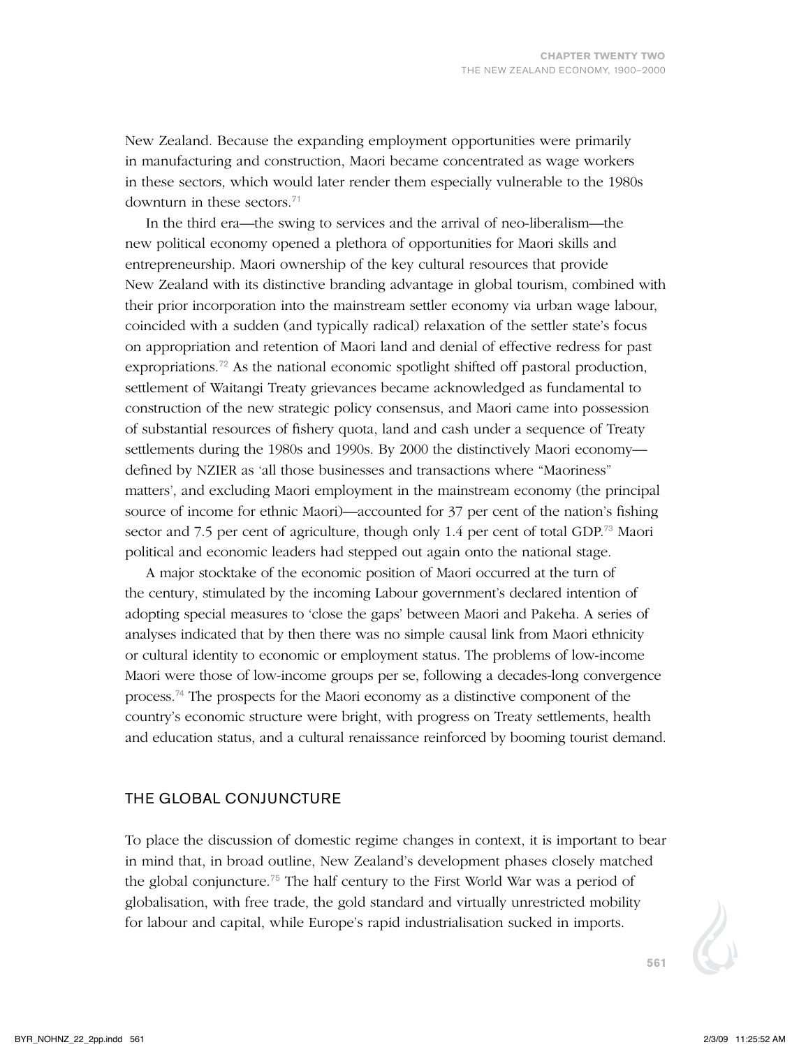New Zealand. Because the expanding employment opportunities were primarily in manufacturing and construction, Maori became concentrated as wage workers in these sectors, which would later render them especially vulnerable to the 1980s downturn in these sectors.[71]

In the third era—the swing to services and the arrival of neo-liberalism—the new political economy opened a plethora of opportunities for Maori skills and entrepreneurship. Maori ownership of the key cultural resources that provide New Zealand with its distinctive branding advantage in global tourism, combined with their prior incorporation into the mainstream settler economy via urban wage labour, coincided with a sudden (and typically radical) relaxation of the settler state's focus on appropriation and retention of Maori land and denial of effective redress for past expropriations.[72] As the national economic spotlight shifted off pastoral production, settlement of Waitangi Treaty grievances became acknowledged as fundamental to construction of the new strategic policy consensus, and Maori came into possession of substantial resources of fishery quota, land and cash under a sequence of Treaty settlements during the 1980s and 1990s. By 2000 the distinctively Maori economy—defined by NZIER as 'all those businesses and transactions where "Maoriness" matters', and excluding Maori employment in the mainstream economy (the principal source of income for ethnic Maori)—accounted for 37 per cent of the nation's fishing sector and 7.5 per cent of agriculture, though only 1.4 per cent of total GDP.[73] Maori political and economic leaders had stepped out again onto the national stage.

A major stocktake of the economic position of Maori occurred at the turn of the century, stimulated by the incoming Labour government's declared intention of adopting special measures to 'close the gaps' between Maori and Pakeha. A series of analyses indicated that by then there was no simple causal link from Maori ethnicity or cultural identity to economic or employment status. The problems of low-income Maori were those of low-income groups per se, following a decades-long convergence process.[74] The prospects for the Maori economy as a distinctive component of the country's economic structure were bright, with progress on Treaty settlements, health and education status, and a cultural renaissance reinforced by booming tourist demand.

## THE GLOBAL CONJUNCTURE

To place the discussion of domestic regime changes in context, it is important to bear in mind that, in broad outline, New Zealand's development phases closely matched the global conjuncture.[75] The half century to the First World War was a period of globalisation, with free trade, the gold standard and virtually unrestricted mobility for labour and capital, while Europe's rapid industrialisation sucked in imports.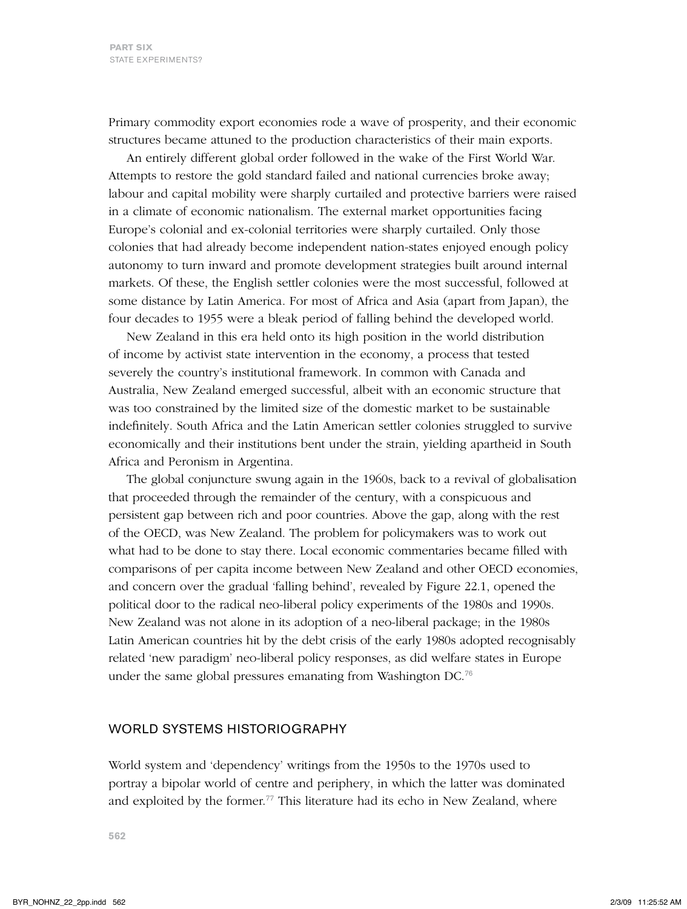Primary commodity export economies rode a wave of prosperity, and their economic structures became attuned to the production characteristics of their main exports.

An entirely different global order followed in the wake of the First World War. Attempts to restore the gold standard failed and national currencies broke away; labour and capital mobility were sharply curtailed and protective barriers were raised in a climate of economic nationalism. The external market opportunities facing Europe's colonial and ex-colonial territories were sharply curtailed. Only those colonies that had already become independent nation-states enjoyed enough policy autonomy to turn inward and promote development strategies built around internal markets. Of these, the English settler colonies were the most successful, followed at some distance by Latin America. For most of Africa and Asia (apart from Japan), the four decades to 1955 were a bleak period of falling behind the developed world.

New Zealand in this era held onto its high position in the world distribution of income by activist state intervention in the economy, a process that tested severely the country's institutional framework. In common with Canada and Australia, New Zealand emerged successful, albeit with an economic structure that was too constrained by the limited size of the domestic market to be sustainable indefinitely. South Africa and the Latin American settler colonies struggled to survive economically and their institutions bent under the strain, yielding apartheid in South Africa and Peronism in Argentina.

The global conjuncture swung again in the 1960s, back to a revival of globalisation that proceeded through the remainder of the century, with a conspicuous and persistent gap between rich and poor countries. Above the gap, along with the rest of the OECD, was New Zealand. The problem for policymakers was to work out what had to be done to stay there. Local economic commentaries became filled with comparisons of per capita income between New Zealand and other OECD economies, and concern over the gradual 'falling behind', revealed by Figure 22.1, opened the political door to the radical neo-liberal policy experiments of the 1980s and 1990s. New Zealand was not alone in its adoption of a neo-liberal package; in the 1980s Latin American countries hit by the debt crisis of the early 1980s adopted recognisably related 'new paradigm' neo-liberal policy responses, as did welfare states in Europe under the same global pressures emanating from Washington DC.[76]

## WORLD SYSTEMS HISTORIOGRAPHY

World system and 'dependency' writings from the 1950s to the 1970s used to portray a bipolar world of centre and periphery, in which the latter was dominated and exploited by the former.[77] This literature had its echo in New Zealand, where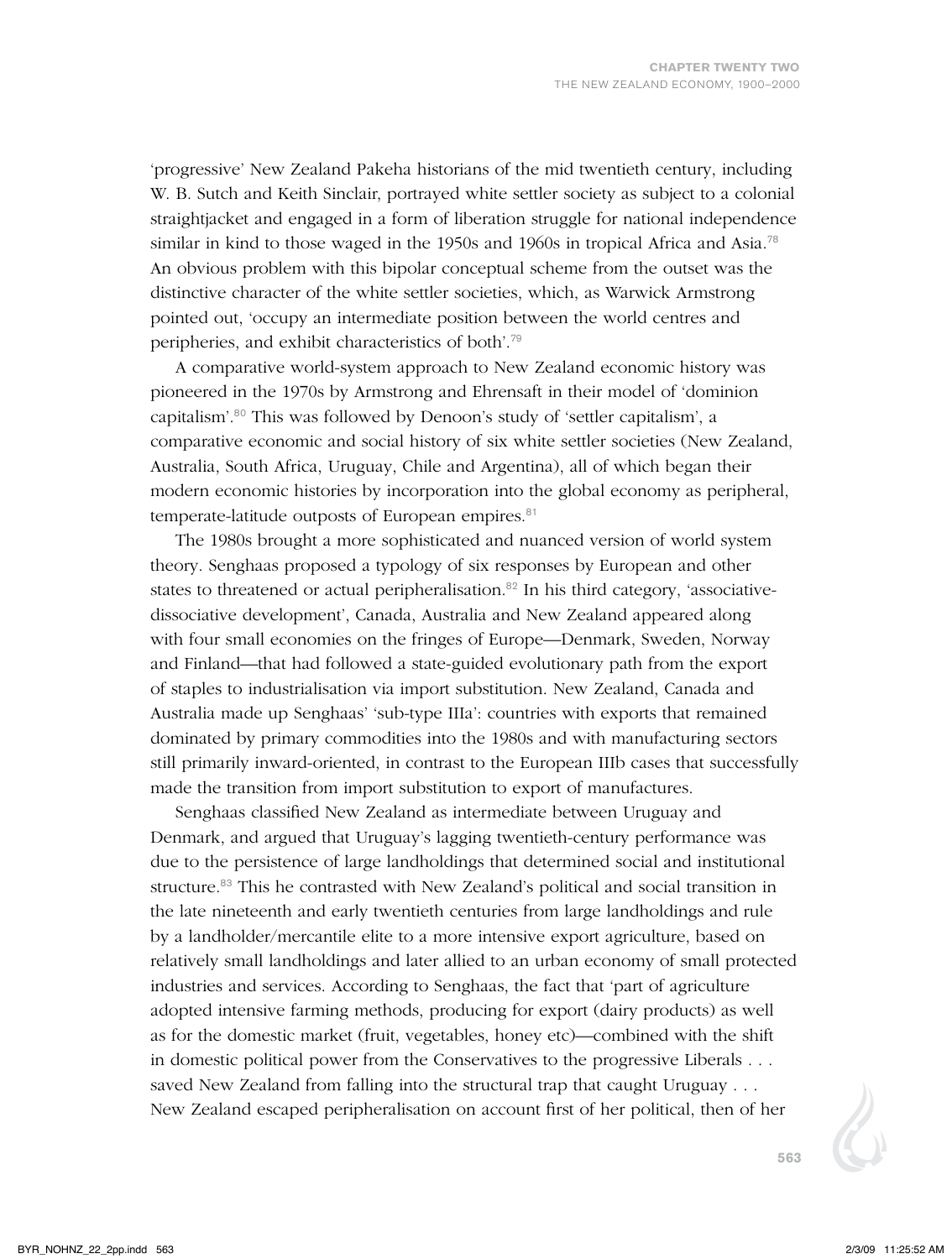'progressive' New Zealand Pakeha historians of the mid twentieth century, including W. B. Sutch and Keith Sinclair, portrayed white settler society as subject to a colonial straightjacket and engaged in a form of liberation struggle for national independence similar in kind to those waged in the 1950s and 1960s in tropical Africa and Asia.[78] An obvious problem with this bipolar conceptual scheme from the outset was the distinctive character of the white settler societies, which, as Warwick Armstrong pointed out, 'occupy an intermediate position between the world centres and peripheries, and exhibit characteristics of both'.[79]

A comparative world-system approach to New Zealand economic history was pioneered in the 1970s by Armstrong and Ehrensaft in their model of 'dominion capitalism'.[80] This was followed by Denoon's study of 'settler capitalism', a comparative economic and social history of six white settler societies (New Zealand, Australia, South Africa, Uruguay, Chile and Argentina), all of which began their modern economic histories by incorporation into the global economy as peripheral, temperate-latitude outposts of European empires.[81]

The 1980s brought a more sophisticated and nuanced version of world system theory. Senghaas proposed a typology of six responses by European and other states to threatened or actual peripheralisation.[82] In his third category, 'associative-dissociative development', Canada, Australia and New Zealand appeared along with four small economies on the fringes of Europe—Denmark, Sweden, Norway and Finland—that had followed a state-guided evolutionary path from the export of staples to industrialisation via import substitution. New Zealand, Canada and Australia made up Senghaas' 'sub-type IIIa': countries with exports that remained dominated by primary commodities into the 1980s and with manufacturing sectors still primarily inward-oriented, in contrast to the European IIIb cases that successfully made the transition from import substitution to export of manufactures.

Senghaas classified New Zealand as intermediate between Uruguay and Denmark, and argued that Uruguay's lagging twentieth-century performance was due to the persistence of large landholdings that determined social and institutional structure.[83] This he contrasted with New Zealand's political and social transition in the late nineteenth and early twentieth centuries from large landholdings and rule by a landholder/mercantile elite to a more intensive export agriculture, based on relatively small landholdings and later allied to an urban economy of small protected industries and services. According to Senghaas, the fact that 'part of agriculture adopted intensive farming methods, producing for export (dairy products) as well as for the domestic market (fruit, vegetables, honey etc)—combined with the shift in domestic political power from the Conservatives to the progressive Liberals . . . saved New Zealand from falling into the structural trap that caught Uruguay . . . New Zealand escaped peripheralisation on account first of her political, then of her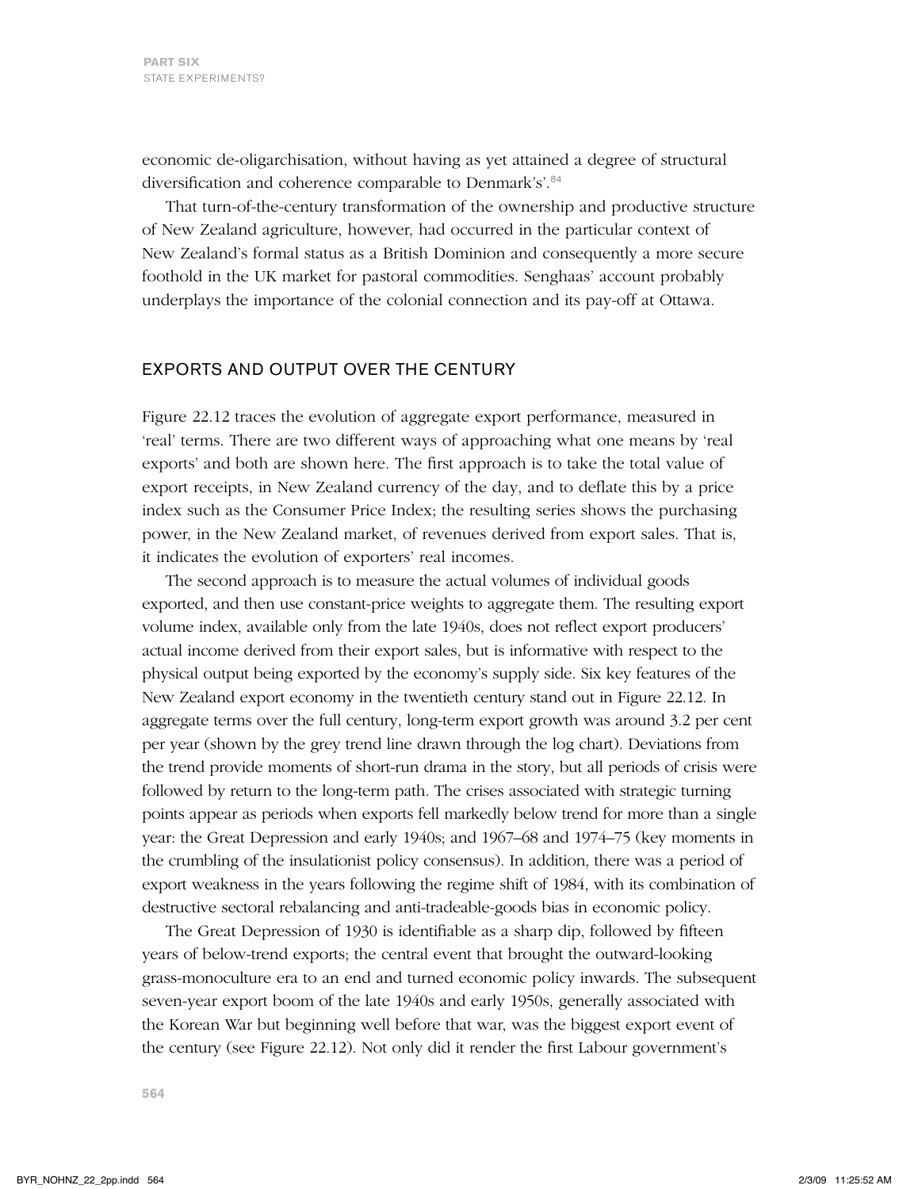economic de-oligarchisation, without having as yet attained a degree of structural diversification and coherence comparable to Denmark's'.[84]

That turn-of-the-century transformation of the ownership and productive structure of New Zealand agriculture, however, had occurred in the particular context of New Zealand's formal status as a British Dominion and consequently a more secure foothold in the UK market for pastoral commodities. Senghaas' account probably underplays the importance of the colonial connection and its pay-off at Ottawa.

## EXPORTS AND OUTPUT OVER THE CENTURY

Figure 22.12 traces the evolution of aggregate export performance, measured in 'real' terms. There are two different ways of approaching what one means by 'real exports' and both are shown here. The first approach is to take the total value of export receipts, in New Zealand currency of the day, and to deflate this by a price index such as the Consumer Price Index; the resulting series shows the purchasing power, in the New Zealand market, of revenues derived from export sales. That is, it indicates the evolution of exporters' real incomes.

The second approach is to measure the actual volumes of individual goods exported, and then use constant-price weights to aggregate them. The resulting export volume index, available only from the late 1940s, does not reflect export producers' actual income derived from their export sales, but is informative with respect to the physical output being exported by the economy's supply side. Six key features of the New Zealand export economy in the twentieth century stand out in Figure 22.12. In aggregate terms over the full century, long-term export growth was around 3.2 per cent per year (shown by the grey trend line drawn through the log chart). Deviations from the trend provide moments of short-run drama in the story, but all periods of crisis were followed by return to the long-term path. The crises associated with strategic turning points appear as periods when exports fell markedly below trend for more than a single year: the Great Depression and early 1940s; and 1967–68 and 1974–75 (key moments in the crumbling of the insulationist policy consensus). In addition, there was a period of export weakness in the years following the regime shift of 1984, with its combination of destructive sectoral rebalancing and anti-tradeable-goods bias in economic policy.

The Great Depression of 1930 is identifiable as a sharp dip, followed by fifteen years of below-trend exports; the central event that brought the outward-looking grass-monoculture era to an end and turned economic policy inwards. The subsequent seven-year export boom of the late 1940s and early 1950s, generally associated with the Korean War but beginning well before that war, was the biggest export event of the century (see Figure 22.12). Not only did it render the first Labour government's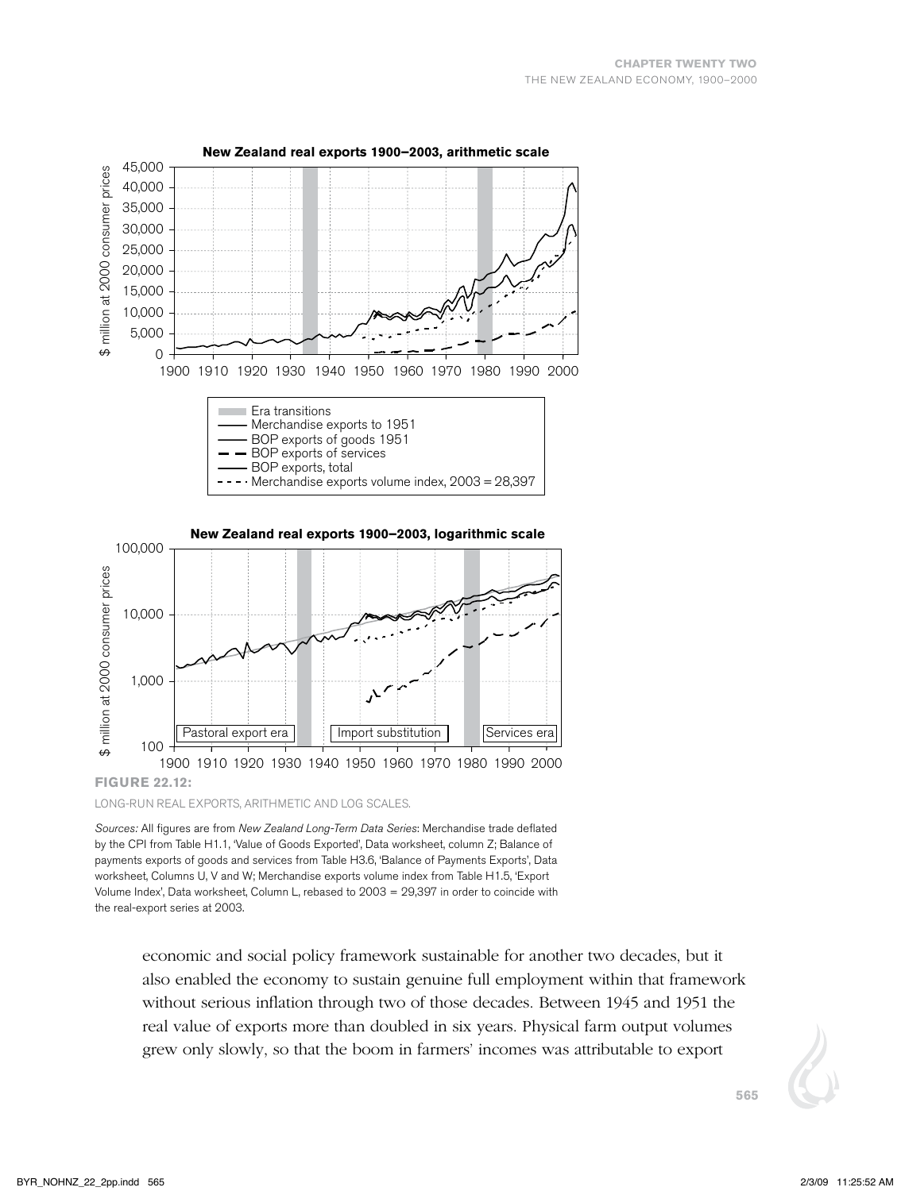**FIGURE 22.12:**

LONG-RUN REAL EXPORTS, ARITHMETIC AND LOG SCALES.

*Sources:* All figures are from *New Zealand Long-Term Data Series*: Merchandise trade deflated by the CPI from Table H1.1, 'Value of Goods Exported', Data worksheet, column Z; Balance of payments exports of goods and services from Table H3.6, 'Balance of Payments Exports', Data worksheet, Columns U, V and W; Merchandise exports volume index from Table H1.5, 'Export Volume Index', Data worksheet, Column L, rebased to 2003 = 29,397 in order to coincide with the real-export series at 2003.

economic and social policy framework sustainable for another two decades, but it also enabled the economy to sustain genuine full employment within that framework without serious inflation through two of those decades. Between 1945 and 1951 the real value of exports more than doubled in six years. Physical farm output volumes grew only slowly, so that the boom in farmers' incomes was attributable to export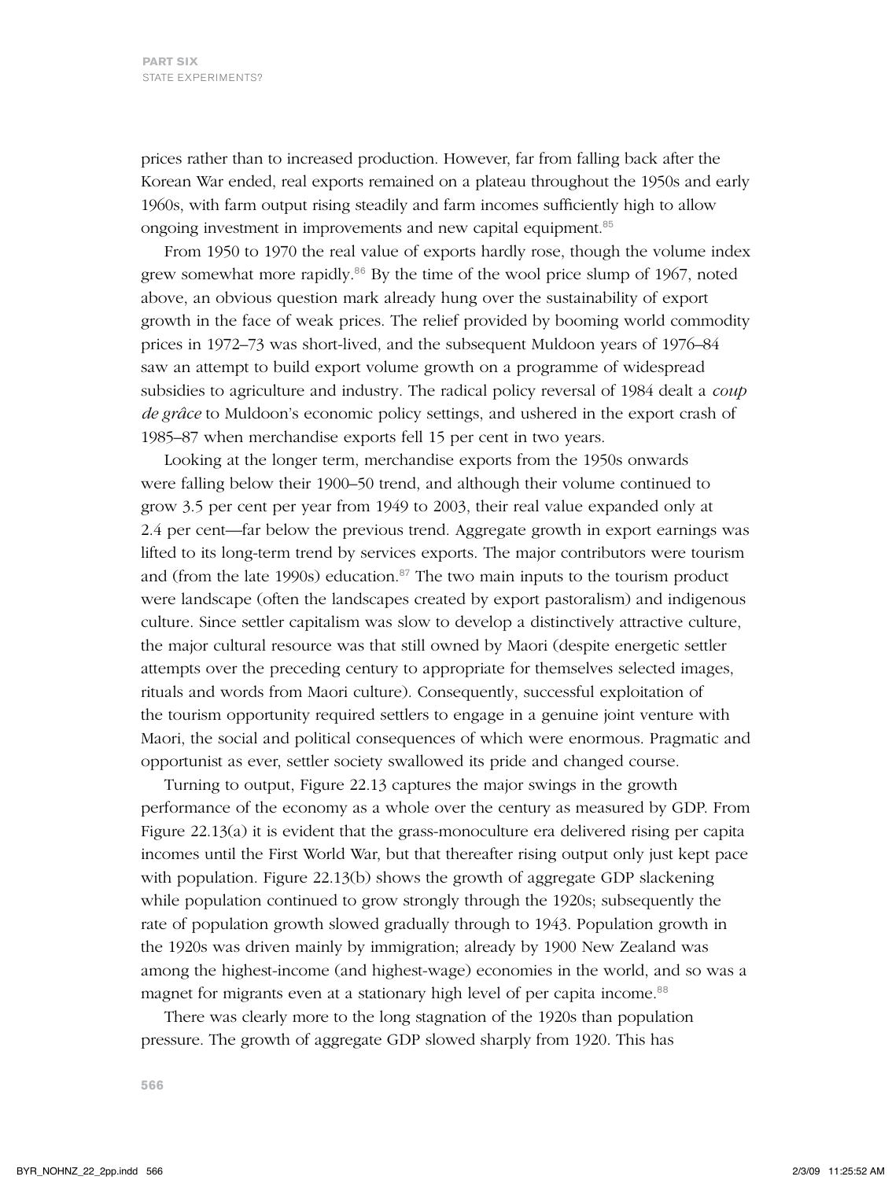prices rather than to increased production. However, far from falling back after the Korean War ended, real exports remained on a plateau throughout the 1950s and early 1960s, with farm output rising steadily and farm incomes sufficiently high to allow ongoing investment in improvements and new capital equipment.[85]

From 1950 to 1970 the real value of exports hardly rose, though the volume index grew somewhat more rapidly.[86] By the time of the wool price slump of 1967, noted above, an obvious question mark already hung over the sustainability of export growth in the face of weak prices. The relief provided by booming world commodity prices in 1972–73 was short-lived, and the subsequent Muldoon years of 1976–84 saw an attempt to build export volume growth on a programme of widespread subsidies to agriculture and industry. The radical policy reversal of 1984 dealt a *coup de grâce* to Muldoon's economic policy settings, and ushered in the export crash of 1985–87 when merchandise exports fell 15 per cent in two years.

Looking at the longer term, merchandise exports from the 1950s onwards were falling below their 1900–50 trend, and although their volume continued to grow 3.5 per cent per year from 1949 to 2003, their real value expanded only at 2.4 per cent—far below the previous trend. Aggregate growth in export earnings was lifted to its long-term trend by services exports. The major contributors were tourism and (from the late 1990s) education.[87] The two main inputs to the tourism product were landscape (often the landscapes created by export pastoralism) and indigenous culture. Since settler capitalism was slow to develop a distinctively attractive culture, the major cultural resource was that still owned by Maori (despite energetic settler attempts over the preceding century to appropriate for themselves selected images, rituals and words from Maori culture). Consequently, successful exploitation of the tourism opportunity required settlers to engage in a genuine joint venture with Maori, the social and political consequences of which were enormous. Pragmatic and opportunist as ever, settler society swallowed its pride and changed course.

Turning to output, Figure 22.13 captures the major swings in the growth performance of the economy as a whole over the century as measured by GDP. From Figure 22.13(a) it is evident that the grass-monoculture era delivered rising per capita incomes until the First World War, but that thereafter rising output only just kept pace with population. Figure 22.13(b) shows the growth of aggregate GDP slackening while population continued to grow strongly through the 1920s; subsequently the rate of population growth slowed gradually through to 1943. Population growth in the 1920s was driven mainly by immigration; already by 1900 New Zealand was among the highest-income (and highest-wage) economies in the world, and so was a magnet for migrants even at a stationary high level of per capita income.[88]

There was clearly more to the long stagnation of the 1920s than population pressure. The growth of aggregate GDP slowed sharply from 1920. This has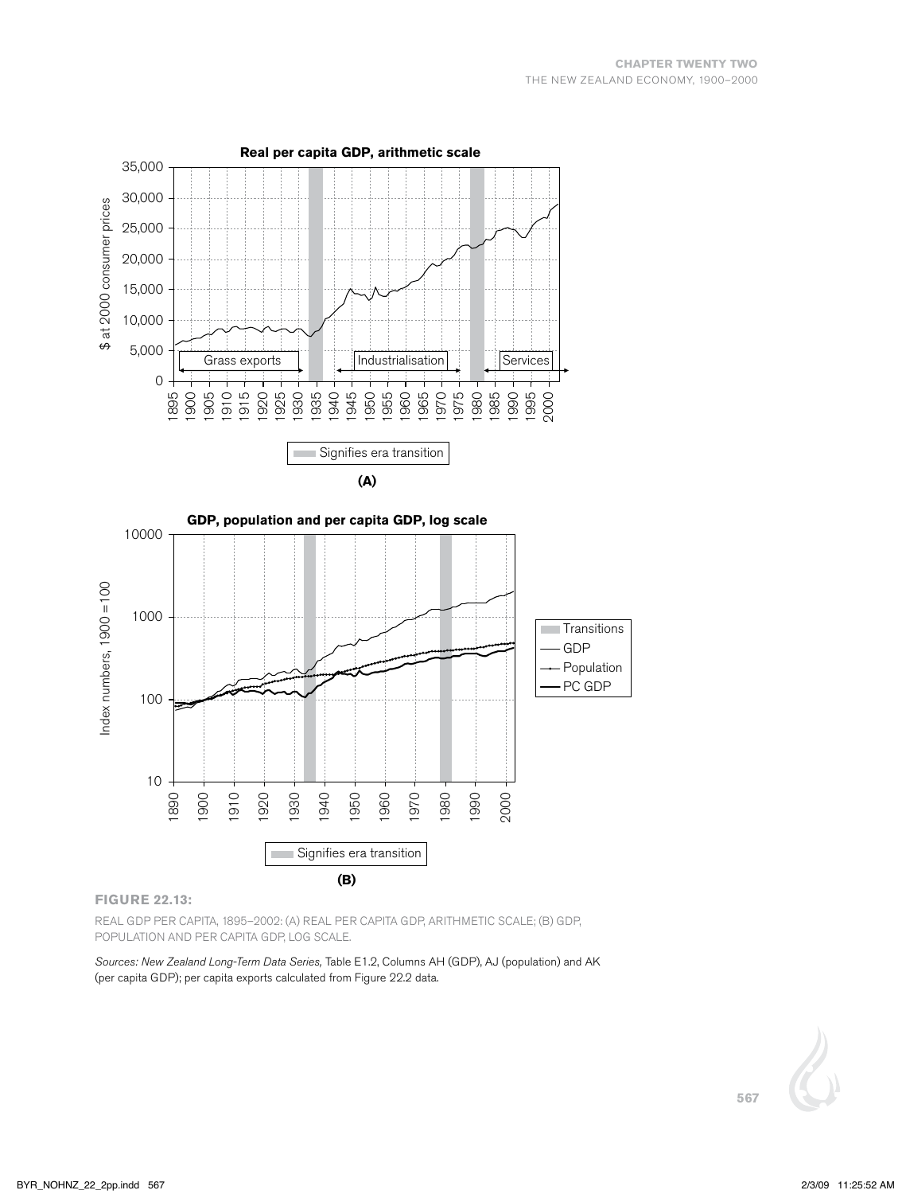**FIGURE 22.13:**

REAL GDP PER CAPITA, 1895–2002: (A) REAL PER CAPITA GDP, ARITHMETIC SCALE; (B) GDP, POPULATION AND PER CAPITA GDP, LOG SCALE.

*Sources: New Zealand Long-Term Data Series,* Table E1.2, Columns AH (GDP), AJ (population) and AK (per capita GDP); per capita exports calculated from Figure 22.2 data.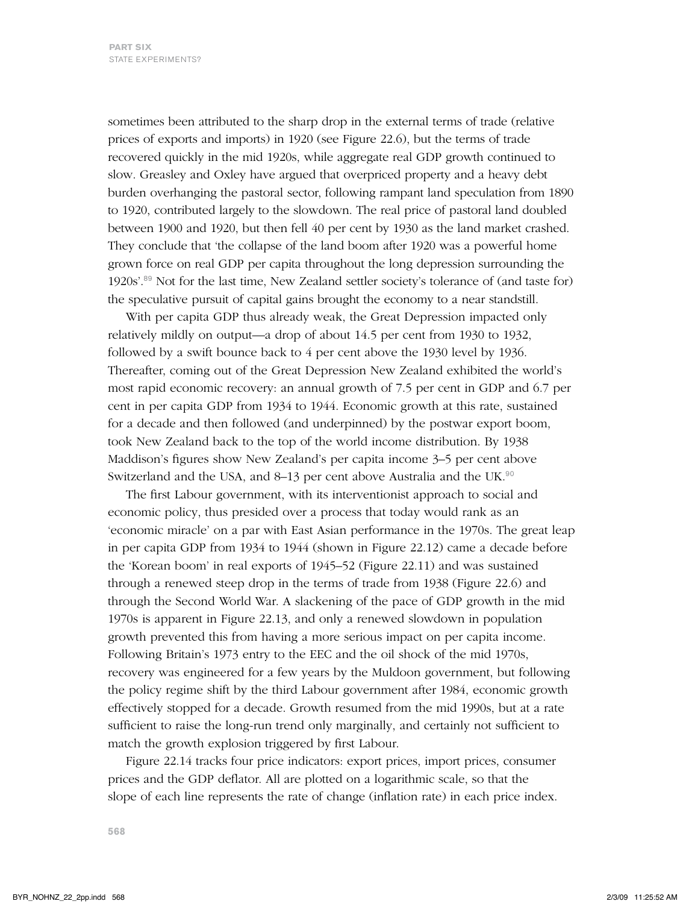sometimes been attributed to the sharp drop in the external terms of trade (relative prices of exports and imports) in 1920 (see Figure 22.6), but the terms of trade recovered quickly in the mid 1920s, while aggregate real GDP growth continued to slow. Greasley and Oxley have argued that overpriced property and a heavy debt burden overhanging the pastoral sector, following rampant land speculation from 1890 to 1920, contributed largely to the slowdown. The real price of pastoral land doubled between 1900 and 1920, but then fell 40 per cent by 1930 as the land market crashed. They conclude that 'the collapse of the land boom after 1920 was a powerful home grown force on real GDP per capita throughout the long depression surrounding the 1920s'.[89] Not for the last time, New Zealand settler society's tolerance of (and taste for) the speculative pursuit of capital gains brought the economy to a near standstill.

With per capita GDP thus already weak, the Great Depression impacted only relatively mildly on output—a drop of about 14.5 per cent from 1930 to 1932, followed by a swift bounce back to 4 per cent above the 1930 level by 1936. Thereafter, coming out of the Great Depression New Zealand exhibited the world's most rapid economic recovery: an annual growth of 7.5 per cent in GDP and 6.7 per cent in per capita GDP from 1934 to 1944. Economic growth at this rate, sustained for a decade and then followed (and underpinned) by the postwar export boom, took New Zealand back to the top of the world income distribution. By 1938 Maddison's figures show New Zealand's per capita income 3–5 per cent above Switzerland and the USA, and 8–13 per cent above Australia and the UK.[90]

The first Labour government, with its interventionist approach to social and economic policy, thus presided over a process that today would rank as an 'economic miracle' on a par with East Asian performance in the 1970s. The great leap in per capita GDP from 1934 to 1944 (shown in Figure 22.12) came a decade before the 'Korean boom' in real exports of 1945–52 (Figure 22.11) and was sustained through a renewed steep drop in the terms of trade from 1938 (Figure 22.6) and through the Second World War. A slackening of the pace of GDP growth in the mid 1970s is apparent in Figure 22.13, and only a renewed slowdown in population growth prevented this from having a more serious impact on per capita income. Following Britain's 1973 entry to the EEC and the oil shock of the mid 1970s, recovery was engineered for a few years by the Muldoon government, but following the policy regime shift by the third Labour government after 1984, economic growth effectively stopped for a decade. Growth resumed from the mid 1990s, but at a rate sufficient to raise the long-run trend only marginally, and certainly not sufficient to match the growth explosion triggered by first Labour.

Figure 22.14 tracks four price indicators: export prices, import prices, consumer prices and the GDP deflator. All are plotted on a logarithmic scale, so that the slope of each line represents the rate of change (inflation rate) in each price index.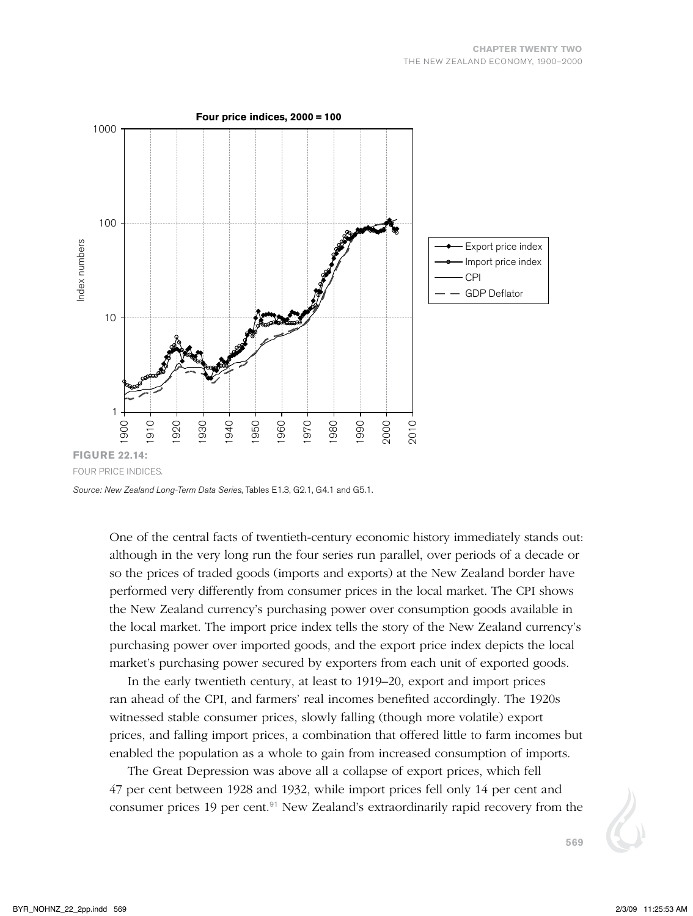**FIGURE 22.14:**

FOUR PRICE INDICES.

*Source: New Zealand Long-Term Data Series*, Tables E1.3, G2.1, G4.1 and G5.1.

One of the central facts of twentieth-century economic history immediately stands out: although in the very long run the four series run parallel, over periods of a decade or so the prices of traded goods (imports and exports) at the New Zealand border have performed very differently from consumer prices in the local market. The CPI shows the New Zealand currency's purchasing power over consumption goods available in the local market. The import price index tells the story of the New Zealand currency's purchasing power over imported goods, and the export price index depicts the local market's purchasing power secured by exporters from each unit of exported goods.

In the early twentieth century, at least to 1919–20, export and import prices ran ahead of the CPI, and farmers' real incomes benefited accordingly. The 1920s witnessed stable consumer prices, slowly falling (though more volatile) export prices, and falling import prices, a combination that offered little to farm incomes but enabled the population as a whole to gain from increased consumption of imports.

The Great Depression was above all a collapse of export prices, which fell 47 per cent between 1928 and 1932, while import prices fell only 14 per cent and consumer prices 19 per cent.[91] New Zealand's extraordinarily rapid recovery from the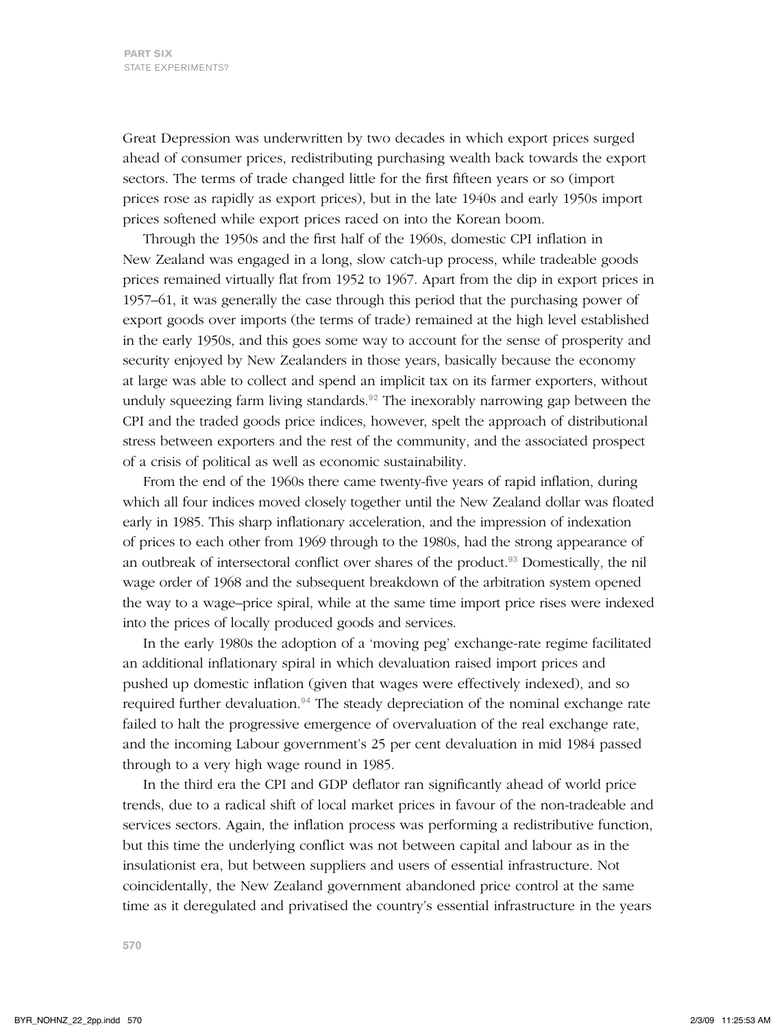Great Depression was underwritten by two decades in which export prices surged ahead of consumer prices, redistributing purchasing wealth back towards the export sectors. The terms of trade changed little for the first fifteen years or so (import prices rose as rapidly as export prices), but in the late 1940s and early 1950s import prices softened while export prices raced on into the Korean boom.

Through the 1950s and the first half of the 1960s, domestic CPI inflation in New Zealand was engaged in a long, slow catch-up process, while tradeable goods prices remained virtually flat from 1952 to 1967. Apart from the dip in export prices in 1957–61, it was generally the case through this period that the purchasing power of export goods over imports (the terms of trade) remained at the high level established in the early 1950s, and this goes some way to account for the sense of prosperity and security enjoyed by New Zealanders in those years, basically because the economy at large was able to collect and spend an implicit tax on its farmer exporters, without unduly squeezing farm living standards.[92] The inexorably narrowing gap between the CPI and the traded goods price indices, however, spelt the approach of distributional stress between exporters and the rest of the community, and the associated prospect of a crisis of political as well as economic sustainability.

From the end of the 1960s there came twenty-five years of rapid inflation, during which all four indices moved closely together until the New Zealand dollar was floated early in 1985. This sharp inflationary acceleration, and the impression of indexation of prices to each other from 1969 through to the 1980s, had the strong appearance of an outbreak of intersectoral conflict over shares of the product.[93] Domestically, the nil wage order of 1968 and the subsequent breakdown of the arbitration system opened the way to a wage–price spiral, while at the same time import price rises were indexed into the prices of locally produced goods and services.

In the early 1980s the adoption of a 'moving peg' exchange-rate regime facilitated an additional inflationary spiral in which devaluation raised import prices and pushed up domestic inflation (given that wages were effectively indexed), and so required further devaluation.[94] The steady depreciation of the nominal exchange rate failed to halt the progressive emergence of overvaluation of the real exchange rate, and the incoming Labour government's 25 per cent devaluation in mid 1984 passed through to a very high wage round in 1985.

In the third era the CPI and GDP deflator ran significantly ahead of world price trends, due to a radical shift of local market prices in favour of the non-tradeable and services sectors. Again, the inflation process was performing a redistributive function, but this time the underlying conflict was not between capital and labour as in the insulationist era, but between suppliers and users of essential infrastructure. Not coincidentally, the New Zealand government abandoned price control at the same time as it deregulated and privatised the country's essential infrastructure in the years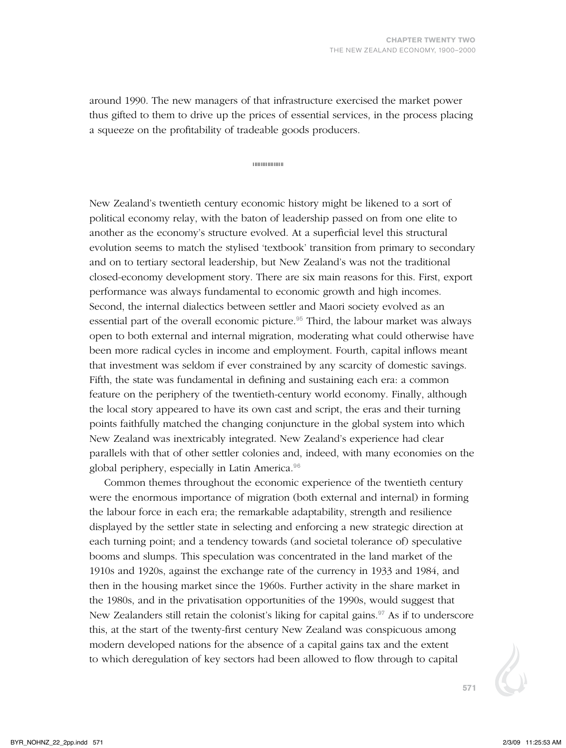around 1990. The new managers of that infrastructure exercised the market power thus gifted to them to drive up the prices of essential services, in the process placing a squeeze on the profitability of tradeable goods producers.

New Zealand's twentieth century economic history might be likened to a sort of political economy relay, with the baton of leadership passed on from one elite to another as the economy's structure evolved. At a superficial level this structural evolution seems to match the stylised 'textbook' transition from primary to secondary and on to tertiary sectoral leadership, but New Zealand's was not the traditional closed-economy development story. There are six main reasons for this. First, export performance was always fundamental to economic growth and high incomes. Second, the internal dialectics between settler and Maori society evolved as an essential part of the overall economic picture.[95] Third, the labour market was always open to both external and internal migration, moderating what could otherwise have been more radical cycles in income and employment. Fourth, capital inflows meant that investment was seldom if ever constrained by any scarcity of domestic savings. Fifth, the state was fundamental in defining and sustaining each era: a common feature on the periphery of the twentieth-century world economy. Finally, although the local story appeared to have its own cast and script, the eras and their turning points faithfully matched the changing conjuncture in the global system into which New Zealand was inextricably integrated. New Zealand's experience had clear parallels with that of other settler colonies and, indeed, with many economies on the global periphery, especially in Latin America.[96]

Common themes throughout the economic experience of the twentieth century were the enormous importance of migration (both external and internal) in forming the labour force in each era; the remarkable adaptability, strength and resilience displayed by the settler state in selecting and enforcing a new strategic direction at each turning point; and a tendency towards (and societal tolerance of) speculative booms and slumps. This speculation was concentrated in the land market of the 1910s and 1920s, against the exchange rate of the currency in 1933 and 1984, and then in the housing market since the 1960s. Further activity in the share market in the 1980s, and in the privatisation opportunities of the 1990s, would suggest that New Zealanders still retain the colonist's liking for capital gains.[97] As if to underscore this, at the start of the twenty-first century New Zealand was conspicuous among modern developed nations for the absence of a capital gains tax and the extent to which deregulation of key sectors had been allowed to flow through to capital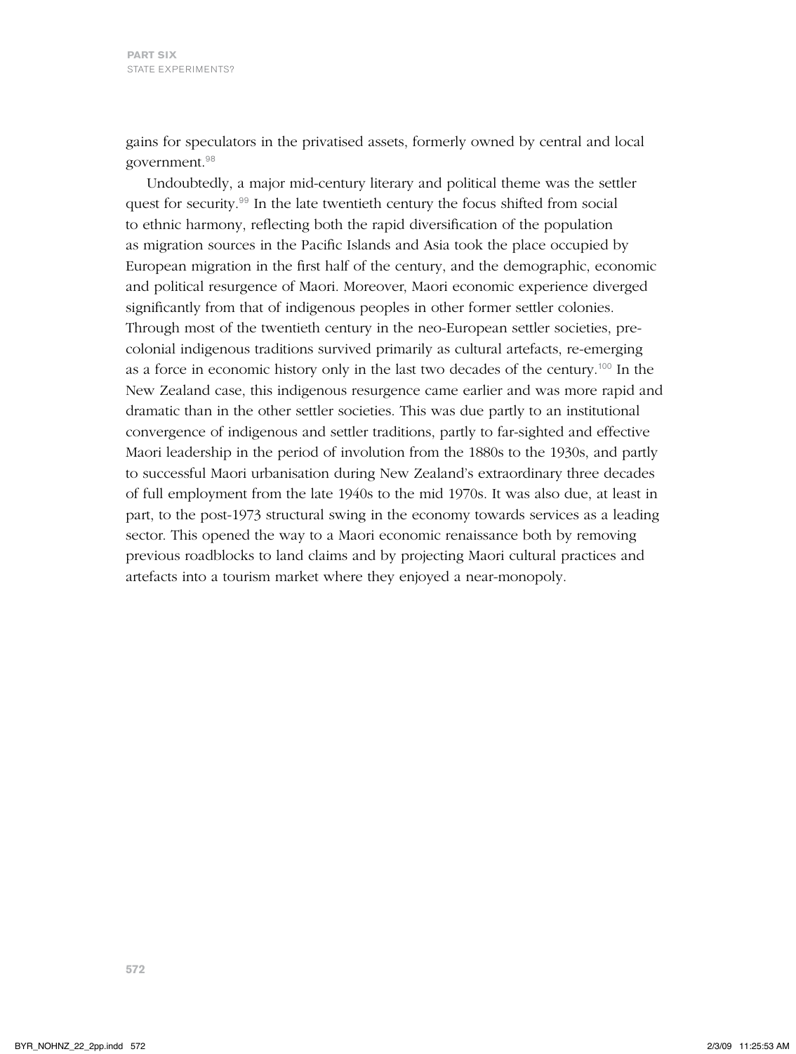gains for speculators in the privatised assets, formerly owned by central and local government.[98]

Undoubtedly, a major mid-century literary and political theme was the settler quest for security.[99] In the late twentieth century the focus shifted from social to ethnic harmony, reflecting both the rapid diversification of the population as migration sources in the Pacific Islands and Asia took the place occupied by European migration in the first half of the century, and the demographic, economic and political resurgence of Maori. Moreover, Maori economic experience diverged significantly from that of indigenous peoples in other former settler colonies. Through most of the twentieth century in the neo-European settler societies, pre-colonial indigenous traditions survived primarily as cultural artefacts, re-emerging as a force in economic history only in the last two decades of the century.[100] In the New Zealand case, this indigenous resurgence came earlier and was more rapid and dramatic than in the other settler societies. This was due partly to an institutional convergence of indigenous and settler traditions, partly to far-sighted and effective Maori leadership in the period of involution from the 1880s to the 1930s, and partly to successful Maori urbanisation during New Zealand's extraordinary three decades of full employment from the late 1940s to the mid 1970s. It was also due, at least in part, to the post-1973 structural swing in the economy towards services as a leading sector. This opened the way to a Maori economic renaissance both by removing previous roadblocks to land claims and by projecting Maori cultural practices and artefacts into a tourism market where they enjoyed a near-monopoly.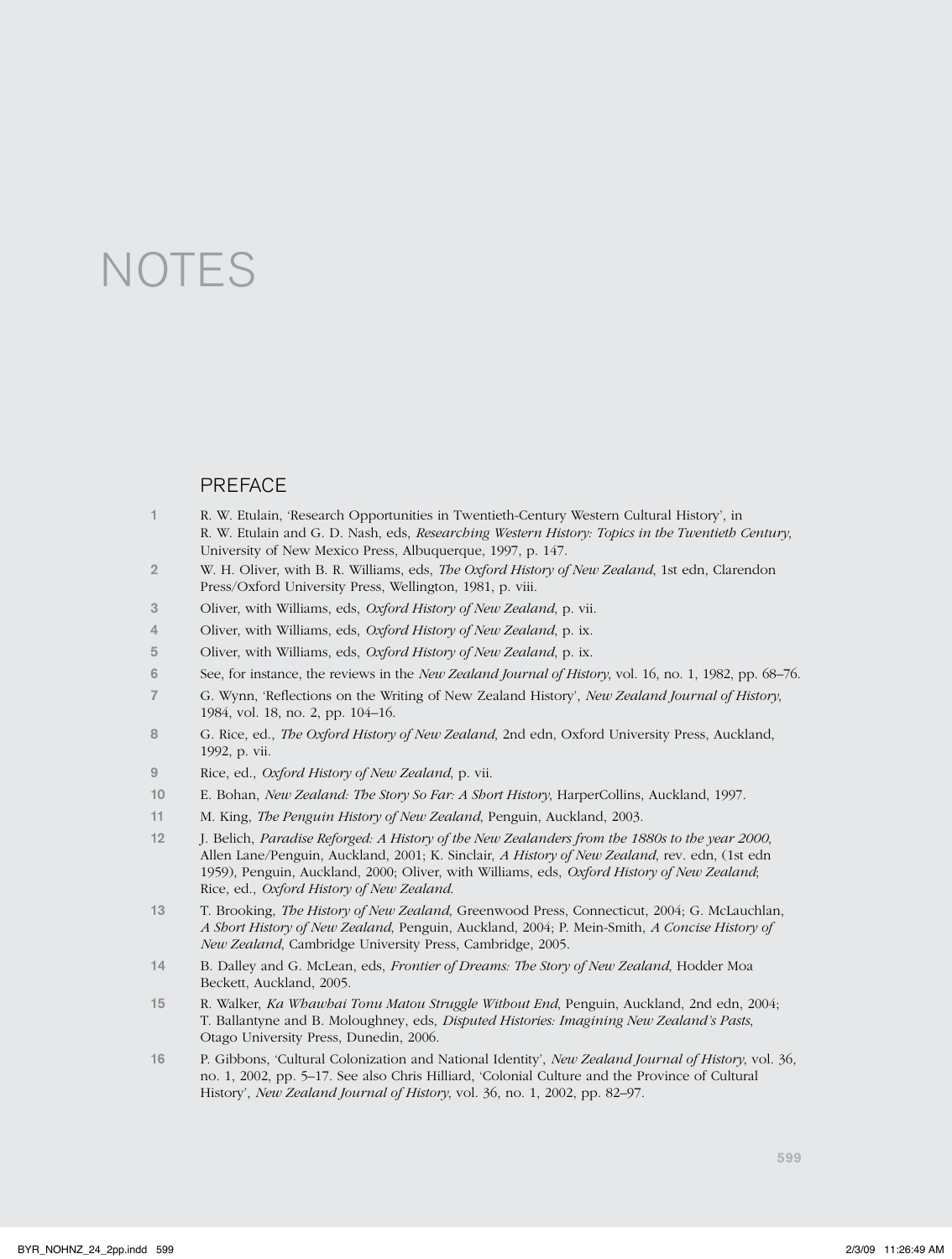# NOTES

## PREFACE

1. R. W. Etulain, 'Research Opportunities in Twentieth-Century Western Cultural History', in R. W. Etulain and G. D. Nash, eds, *Researching Western History: Topics in the Twentieth Century*, University of New Mexico Press, Albuquerque, 1997, p. 147.
2. W. H. Oliver, with B. R. Williams, eds, *The Oxford History of New Zealand*, 1st edn, Clarendon Press/Oxford University Press, Wellington, 1981, p. viii.
3. Oliver, with Williams, eds, *Oxford History of New Zealand*, p. vii.
4. Oliver, with Williams, eds, *Oxford History of New Zealand*, p. ix.
5. Oliver, with Williams, eds, *Oxford History of New Zealand*, p. ix.
6. See, for instance, the reviews in the *New Zealand Journal of History*, vol. 16, no. 1, 1982, pp. 68–76.
7. G. Wynn, 'Reflections on the Writing of New Zealand History', *New Zealand Journal of History*, 1984, vol. 18, no. 2, pp. 104–16.
8. G. Rice, ed., *The Oxford History of New Zealand*, 2nd edn, Oxford University Press, Auckland, 1992, p. vii.
9. Rice, ed., *Oxford History of New Zealand*, p. vii.
10. E. Bohan, *New Zealand: The Story So Far: A Short History*, HarperCollins, Auckland, 1997.
11. M. King, *The Penguin History of New Zealand*, Penguin, Auckland, 2003.
12. J. Belich, *Paradise Reforged: A History of the New Zealanders from the 1880s to the year 2000*, Allen Lane/Penguin, Auckland, 2001; K. Sinclair, *A History of New Zealand*, rev. edn, (1st edn 1959), Penguin, Auckland, 2000; Oliver, with Williams, eds, *Oxford History of New Zealand*; Rice, ed., *Oxford History of New Zealand*.
13. T. Brooking, *The History of New Zealand*, Greenwood Press, Connecticut, 2004; G. McLauchlan, *A Short History of New Zealand*, Penguin, Auckland, 2004; P. Mein-Smith, *A Concise History of New Zealand*, Cambridge University Press, Cambridge, 2005.
14. B. Dalley and G. McLean, eds, *Frontier of Dreams: The Story of New Zealand*, Hodder Moa Beckett, Auckland, 2005.
15. R. Walker, *Ka Whawhai Tonu Matou Struggle Without End*, Penguin, Auckland, 2nd edn, 2004; T. Ballantyne and B. Moloughney, eds, *Disputed Histories: Imagining New Zealand's Pasts*, Otago University Press, Dunedin, 2006.
16. P. Gibbons, 'Cultural Colonization and National Identity', *New Zealand Journal of History*, vol. 36, no. 1, 2002, pp. 5–17. See also Chris Hilliard, 'Colonial Culture and the Province of Cultural History', *New Zealand Journal of History*, vol. 36, no. 1, 2002, pp. 82–97.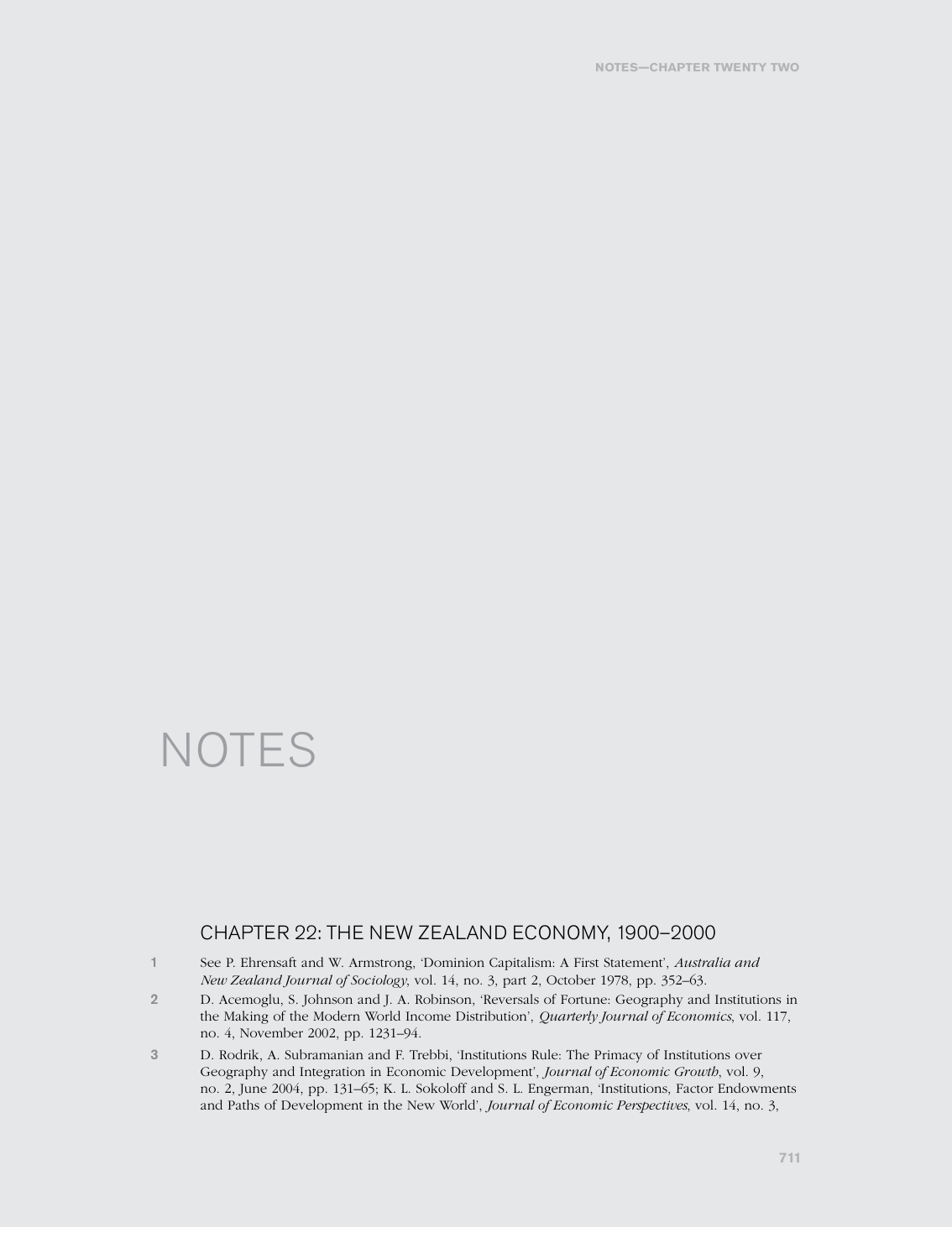# NOTES

## CHAPTER 22: THE NEW ZEALAND ECONOMY, 1900–2000

1. See P. Ehrensaft and W. Armstrong, 'Dominion Capitalism: A First Statement', *Australia and New Zealand Journal of Sociology*, vol. 14, no. 3, part 2, October 1978, pp. 352–63.
2. D. Acemoglu, S. Johnson and J. A. Robinson, 'Reversals of Fortune: Geography and Institutions in the Making of the Modern World Income Distribution', *Quarterly Journal of Economics*, vol. 117, no. 4, November 2002, pp. 1231–94.
3. D. Rodrik, A. Subramanian and F. Trebbi, 'Institutions Rule: The Primacy of Institutions over Geography and Integration in Economic Development', *Journal of Economic Growth*, vol. 9, no. 2, June 2004, pp. 131–65; K. L. Sokoloff and S. L. Engerman, 'Institutions, Factor Endowments and Paths of Development in the New World', *Journal of Economic Perspectives*, vol. 14, no. 3,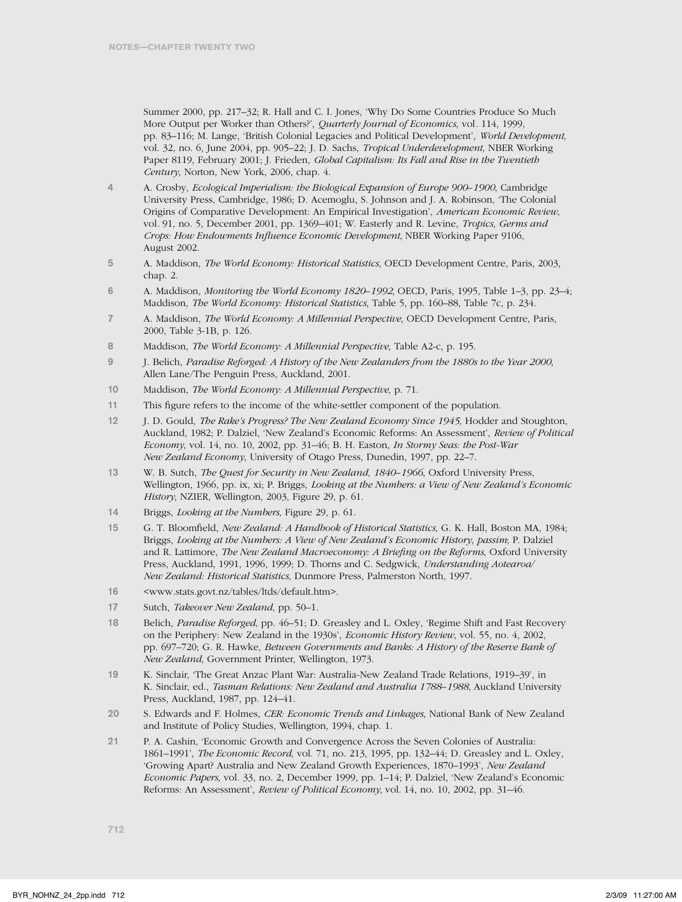Summer 2000, pp. 217–32; R. Hall and C. I. Jones, 'Why Do Some Countries Produce So Much More Output per Worker than Others?', *Quarterly Journal of Economics*, vol. 114, 1999, pp. 83–116; M. Lange, 'British Colonial Legacies and Political Development', *World Development*, vol. 32, no. 6, June 2004, pp. 905–22; J. D. Sachs, *Tropical Underdevelopment*, NBER Working Paper 8119, February 2001; J. Frieden, *Global Capitalism: Its Fall and Rise in the Twentieth Century*, Norton, New York, 2006, chap. 4.

4 A. Crosby, *Ecological Imperialism: the Biological Expansion of Europe 900–1900*, Cambridge University Press, Cambridge, 1986; D. Acemoglu, S. Johnson and J. A. Robinson, 'The Colonial Origins of Comparative Development: An Empirical Investigation', *American Economic Review*, vol. 91, no. 5, December 2001, pp. 1369–401; W. Easterly and R. Levine, *Tropics, Germs and Crops: How Endowments Influence Economic Development*, NBER Working Paper 9106, August 2002.

5 A. Maddison, *The World Economy: Historical Statistics*, OECD Development Centre, Paris, 2003, chap. 2.

6 A. Maddison, *Monitoring the World Economy 1820–1992*, OECD, Paris, 1995, Table 1–3, pp. 23–4; Maddison, *The World Economy: Historical Statistics*, Table 5, pp. 160–88, Table 7c, p. 234.

7 A. Maddison, *The World Economy: A Millennial Perspective*, OECD Development Centre, Paris, 2000, Table 3-1B, p. 126.

8 Maddison, *The World Economy: A Millennial Perspective*, Table A2-c, p. 195.

9 J. Belich, *Paradise Reforged: A History of the New Zealanders from the 1880s to the Year 2000*, Allen Lane/The Penguin Press, Auckland, 2001.

10 Maddison, *The World Economy: A Millennial Perspective*, p. 71.

11 This figure refers to the income of the white-settler component of the population.

12 J. D. Gould, *The Rake's Progress? The New Zealand Economy Since 1945*, Hodder and Stoughton, Auckland, 1982; P. Dalziel, 'New Zealand's Economic Reforms: An Assessment', *Review of Political Economy*, vol. 14, no. 10, 2002, pp. 31–46; B. H. Easton, *In Stormy Seas: the Post-War New Zealand Economy*, University of Otago Press, Dunedin, 1997, pp. 22–7.

13 W. B. Sutch, *The Quest for Security in New Zealand, 1840–1966*, Oxford University Press, Wellington, 1966, pp. ix, xi; P. Briggs, *Looking at the Numbers: a View of New Zealand's Economic History*, NZIER, Wellington, 2003, Figure 29, p. 61.

14 Briggs, *Looking at the Numbers*, Figure 29, p. 61.

15 G. T. Bloomfield, *New Zealand: A Handbook of Historical Statistics*, G. K. Hall, Boston MA, 1984; Briggs, *Looking at the Numbers: A View of New Zealand's Economic History*, *passim*; P. Dalziel and R. Lattimore, *The New Zealand Macroeconomy: A Briefing on the Reforms*, Oxford University Press, Auckland, 1991, 1996, 1999; D. Thorns and C. Sedgwick, *Understanding Aotearoa/New Zealand: Historical Statistics*, Dunmore Press, Palmerston North, 1997.

16 <www.stats.govt.nz/tables/ltds/default.htm>.

17 Sutch, *Takeover New Zealand*, pp. 50–1.

18 Belich, *Paradise Reforged*, pp. 46–51; D. Greasley and L. Oxley, 'Regime Shift and Fast Recovery on the Periphery: New Zealand in the 1930s', *Economic History Review*, vol. 55, no. 4, 2002, pp. 697–720; G. R. Hawke, *Between Governments and Banks: A History of the Reserve Bank of New Zealand*, Government Printer, Wellington, 1973.

19 K. Sinclair, 'The Great Anzac Plant War: Australia-New Zealand Trade Relations, 1919–39', in K. Sinclair, ed., *Tasman Relations: New Zealand and Australia 1788–1988*, Auckland University Press, Auckland, 1987, pp. 124–41.

20 S. Edwards and F. Holmes, *CER: Economic Trends and Linkages*, National Bank of New Zealand and Institute of Policy Studies, Wellington, 1994, chap. 1.

21 P. A. Cashin, 'Economic Growth and Convergence Across the Seven Colonies of Australia: 1861–1991', *The Economic Record*, vol. 71, no. 213, 1995, pp. 132–44; D. Greasley and L. Oxley, 'Growing Apart? Australia and New Zealand Growth Experiences, 1870–1993', *New Zealand Economic Papers*, vol. 33, no. 2, December 1999, pp. 1–14; P. Dalziel, 'New Zealand's Economic Reforms: An Assessment', *Review of Political Economy*, vol. 14, no. 10, 2002, pp. 31–46.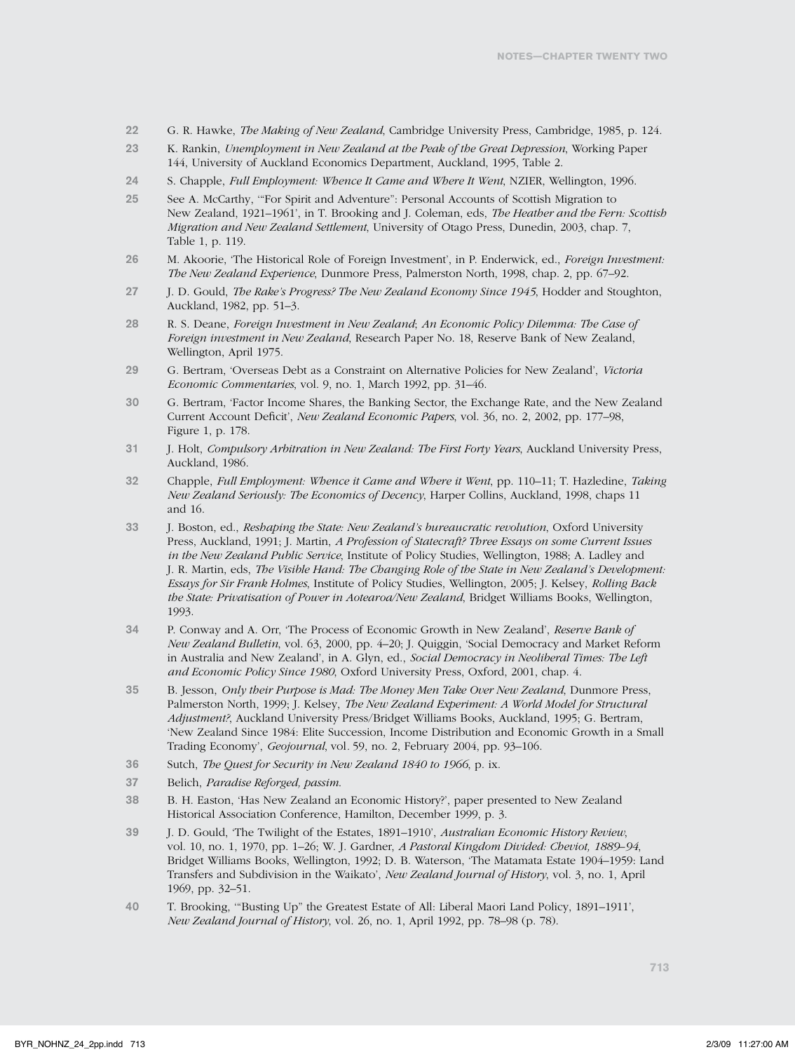22 G. R. Hawke, *The Making of New Zealand*, Cambridge University Press, Cambridge, 1985, p. 124.

23 K. Rankin, *Unemployment in New Zealand at the Peak of the Great Depression*, Working Paper 144, University of Auckland Economics Department, Auckland, 1995, Table 2.

24 S. Chapple, *Full Employment: Whence It Came and Where It Went*, NZIER, Wellington, 1996.

25 See A. McCarthy, '"For Spirit and Adventure": Personal Accounts of Scottish Migration to New Zealand, 1921–1961', in T. Brooking and J. Coleman, eds, *The Heather and the Fern: Scottish Migration and New Zealand Settlement*, University of Otago Press, Dunedin, 2003, chap. 7, Table 1, p. 119.

26 M. Akoorie, 'The Historical Role of Foreign Investment', in P. Enderwick, ed., *Foreign Investment: The New Zealand Experience*, Dunmore Press, Palmerston North, 1998, chap. 2, pp. 67–92.

27 J. D. Gould, *The Rake's Progress? The New Zealand Economy Since 1945*, Hodder and Stoughton, Auckland, 1982, pp. 51–3.

28 R. S. Deane, *Foreign Investment in New Zealand*; *An Economic Policy Dilemma: The Case of Foreign investment in New Zealand*, Research Paper No. 18, Reserve Bank of New Zealand, Wellington, April 1975.

29 G. Bertram, 'Overseas Debt as a Constraint on Alternative Policies for New Zealand', *Victoria Economic Commentaries*, vol. 9, no. 1, March 1992, pp. 31–46.

30 G. Bertram, 'Factor Income Shares, the Banking Sector, the Exchange Rate, and the New Zealand Current Account Deficit', *New Zealand Economic Papers*, vol. 36, no. 2, 2002, pp. 177–98, Figure 1, p. 178.

31 J. Holt, *Compulsory Arbitration in New Zealand: The First Forty Years*, Auckland University Press, Auckland, 1986.

32 Chapple, *Full Employment: Whence it Came and Where it Went*, pp. 110–11; T. Hazledine, *Taking New Zealand Seriously: The Economics of Decency*, Harper Collins, Auckland, 1998, chaps 11 and 16.

33 J. Boston, ed., *Reshaping the State: New Zealand's bureaucratic revolution*, Oxford University Press, Auckland, 1991; J. Martin, *A Profession of Statecraft? Three Essays on some Current Issues in the New Zealand Public Service*, Institute of Policy Studies, Wellington, 1988; A. Ladley and J. R. Martin, eds, *The Visible Hand: The Changing Role of the State in New Zealand's Development: Essays for Sir Frank Holmes*, Institute of Policy Studies, Wellington, 2005; J. Kelsey, *Rolling Back the State: Privatisation of Power in Aotearoa/New Zealand*, Bridget Williams Books, Wellington, 1993.

34 P. Conway and A. Orr, 'The Process of Economic Growth in New Zealand', *Reserve Bank of New Zealand Bulletin*, vol. 63, 2000, pp. 4–20; J. Quiggin, 'Social Democracy and Market Reform in Australia and New Zealand', in A. Glyn, ed., *Social Democracy in Neoliberal Times: The Left and Economic Policy Since 1980*, Oxford University Press, Oxford, 2001, chap. 4.

35 B. Jesson, *Only their Purpose is Mad: The Money Men Take Over New Zealand*, Dunmore Press, Palmerston North, 1999; J. Kelsey, *The New Zealand Experiment: A World Model for Structural Adjustment?*, Auckland University Press/Bridget Williams Books, Auckland, 1995; G. Bertram, 'New Zealand Since 1984: Elite Succession, Income Distribution and Economic Growth in a Small Trading Economy', *Geojournal*, vol. 59, no. 2, February 2004, pp. 93–106.

36 Sutch, *The Quest for Security in New Zealand 1840 to 1966*, p. ix.

37 Belich, *Paradise Reforged, passim.*

38 B. H. Easton, 'Has New Zealand an Economic History?', paper presented to New Zealand Historical Association Conference, Hamilton, December 1999, p. 3.

39 J. D. Gould, 'The Twilight of the Estates, 1891–1910', *Australian Economic History Review*, vol. 10, no. 1, 1970, pp. 1–26; W. J. Gardner, *A Pastoral Kingdom Divided: Cheviot, 1889–94*, Bridget Williams Books, Wellington, 1992; D. B. Waterson, 'The Matamata Estate 1904–1959: Land Transfers and Subdivision in the Waikato', *New Zealand Journal of History*, vol. 3, no. 1, April 1969, pp. 32–51.

40 T. Brooking, '"Busting Up" the Greatest Estate of All: Liberal Maori Land Policy, 1891–1911', *New Zealand Journal of History*, vol. 26, no. 1, April 1992, pp. 78–98 (p. 78).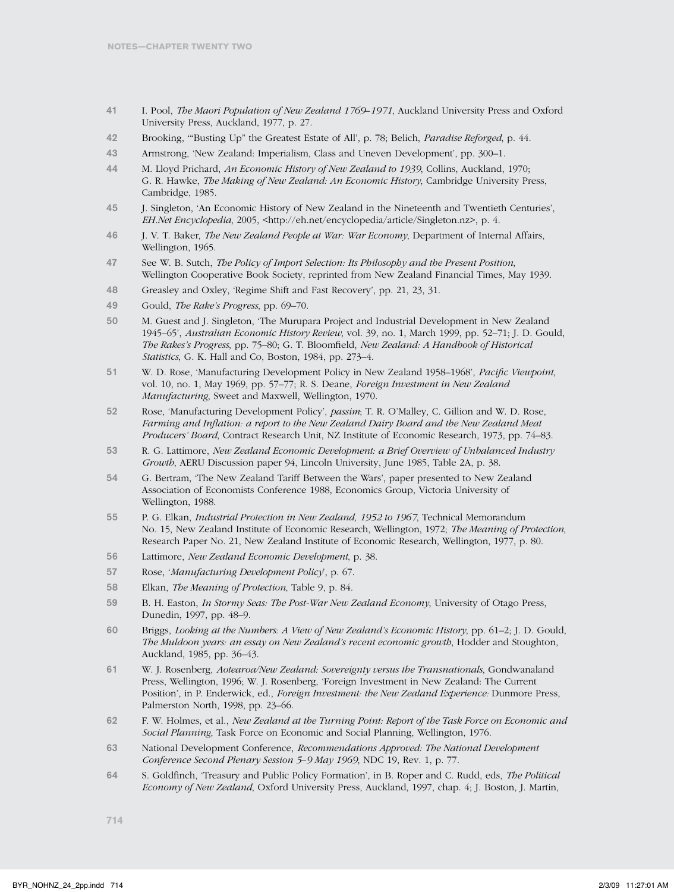41 I. Pool, *The Maori Population of New Zealand 1769–1971*, Auckland University Press and Oxford University Press, Auckland, 1977, p. 27.

42 Brooking, '"Busting Up" the Greatest Estate of All', p. 78; Belich, *Paradise Reforged*, p. 44.

43 Armstrong, 'New Zealand: Imperialism, Class and Uneven Development', pp. 300–1.

44 M. Lloyd Prichard, *An Economic History of New Zealand to 1939*, Collins, Auckland, 1970; G. R. Hawke, *The Making of New Zealand: An Economic History*, Cambridge University Press, Cambridge, 1985.

45 J. Singleton, 'An Economic History of New Zealand in the Nineteenth and Twentieth Centuries', *EH.Net Encyclopedia*, 2005, <http://eh.net/encyclopedia/article/Singleton.nz>, p. 4.

46 J. V. T. Baker, *The New Zealand People at War: War Economy*, Department of Internal Affairs, Wellington, 1965.

47 See W. B. Sutch, *The Policy of Import Selection: Its Philosophy and the Present Position*, Wellington Cooperative Book Society, reprinted from New Zealand Financial Times, May 1939.

48 Greasley and Oxley, 'Regime Shift and Fast Recovery', pp. 21, 23, 31.

49 Gould, *The Rake's Progress*, pp. 69–70.

50 M. Guest and J. Singleton, 'The Murupara Project and Industrial Development in New Zealand 1945–65', *Australian Economic History Review*, vol. 39, no. 1, March 1999, pp. 52–71; J. D. Gould, *The Rakes's Progress*, pp. 75–80; G. T. Bloomfield, *New Zealand: A Handbook of Historical Statistics*, G. K. Hall and Co, Boston, 1984, pp. 273–4.

51 W. D. Rose, 'Manufacturing Development Policy in New Zealand 1958–1968', *Pacific Viewpoint*, vol. 10, no. 1, May 1969, pp. 57–77; R. S. Deane, *Foreign Investment in New Zealand Manufacturing*, Sweet and Maxwell, Wellington, 1970.

52 Rose, 'Manufacturing Development Policy', *passim*; T. R. O'Malley, C. Gillion and W. D. Rose, *Farming and Inflation: a report to the New Zealand Dairy Board and the New Zealand Meat Producers' Board*, Contract Research Unit, NZ Institute of Economic Research, 1973, pp. 74–83.

53 R. G. Lattimore, *New Zealand Economic Development: a Brief Overview of Unbalanced Industry Growth*, AERU Discussion paper 94, Lincoln University, June 1985, Table 2A, p. 38.

54 G. Bertram, 'The New Zealand Tariff Between the Wars', paper presented to New Zealand Association of Economists Conference 1988, Economics Group, Victoria University of Wellington, 1988.

55 P. G. Elkan, *Industrial Protection in New Zealand, 1952 to 1967*, Technical Memorandum No. 15, New Zealand Institute of Economic Research, Wellington, 1972; *The Meaning of Protection*, Research Paper No. 21, New Zealand Institute of Economic Research, Wellington, 1977, p. 80.

56 Lattimore, *New Zealand Economic Development*, p. 38.

57 Rose, '*Manufacturing Development Policy*', p. 67.

58 Elkan, *The Meaning of Protection*, Table 9, p. 84.

59 B. H. Easton, *In Stormy Seas: The Post-War New Zealand Economy*, University of Otago Press, Dunedin, 1997, pp. 48–9.

60 Briggs, *Looking at the Numbers: A View of New Zealand's Economic History*, pp. 61–2; J. D. Gould, *The Muldoon years: an essay on New Zealand's recent economic growth*, Hodder and Stoughton, Auckland, 1985, pp. 36–43.

61 W. J. Rosenberg, *Aotearoa/New Zealand: Sovereignty versus the Transnationals*, Gondwanaland Press, Wellington, 1996; W. J. Rosenberg, 'Foreign Investment in New Zealand: The Current Position', in P. Enderwick, ed., *Foreign Investment: the New Zealand Experience:* Dunmore Press, Palmerston North, 1998, pp. 23–66.

62 F. W. Holmes, et al., *New Zealand at the Turning Point: Report of the Task Force on Economic and Social Planning*, Task Force on Economic and Social Planning, Wellington, 1976.

63 National Development Conference, *Recommendations Approved: The National Development Conference Second Plenary Session 5–9 May 1969*, NDC 19, Rev. 1, p. 77.

64 S. Goldfinch, 'Treasury and Public Policy Formation', in B. Roper and C. Rudd, eds, *The Political Economy of New Zealand*, Oxford University Press, Auckland, 1997, chap. 4; J. Boston, J. Martin,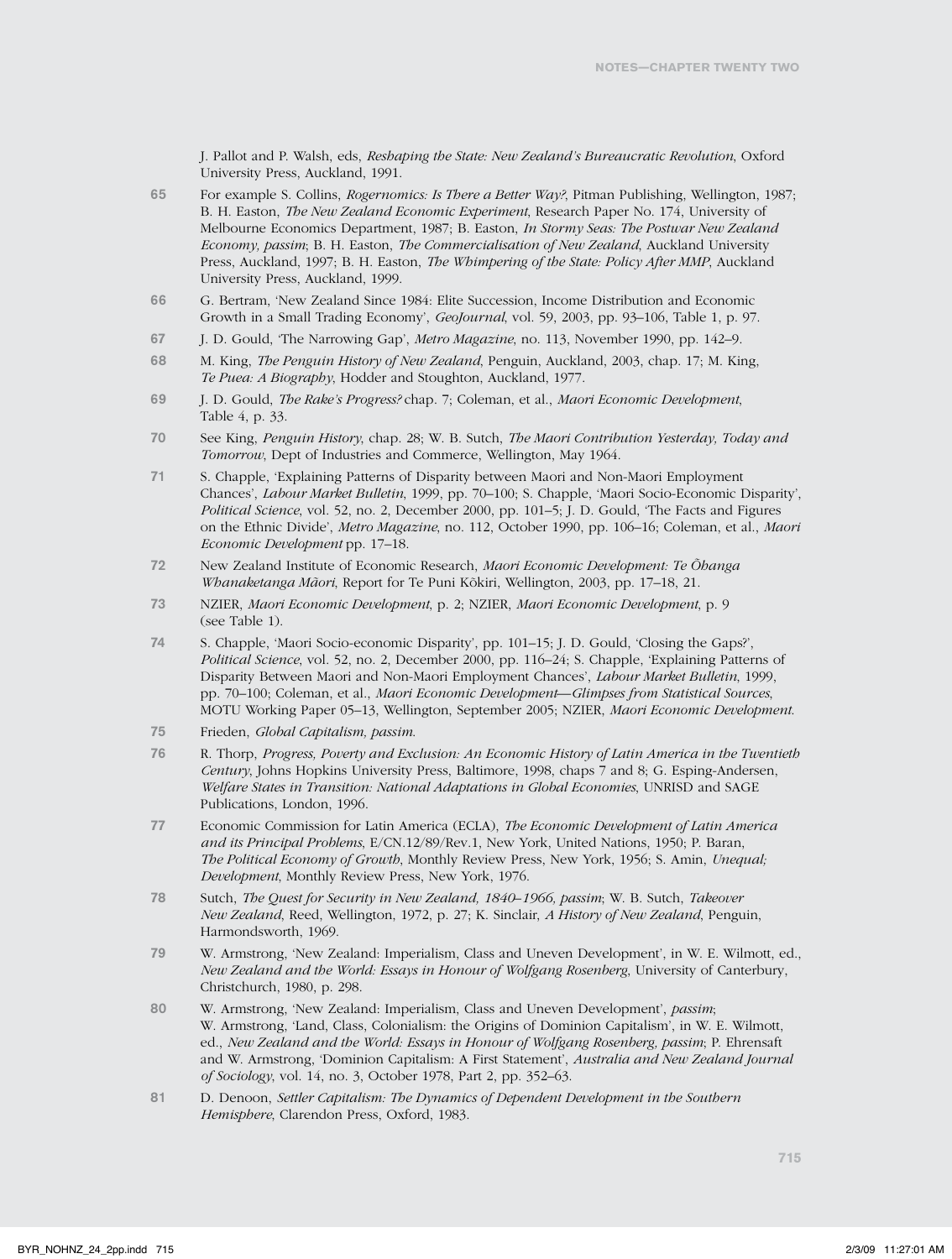J. Pallot and P. Walsh, eds, *Reshaping the State: New Zealand's Bureaucratic Revolution*, Oxford University Press, Auckland, 1991.

65 For example S. Collins, *Rogernomics: Is There a Better Way?*, Pitman Publishing, Wellington, 1987; B. H. Easton, *The New Zealand Economic Experiment*, Research Paper No. 174, University of Melbourne Economics Department, 1987; B. Easton, *In Stormy Seas: The Postwar New Zealand Economy, passim*; B. H. Easton, *The Commercialisation of New Zealand*, Auckland University Press, Auckland, 1997; B. H. Easton, *The Whimpering of the State: Policy After MMP*, Auckland University Press, Auckland, 1999.

66 G. Bertram, 'New Zealand Since 1984: Elite Succession, Income Distribution and Economic Growth in a Small Trading Economy', *GeoJournal*, vol. 59, 2003, pp. 93–106, Table 1, p. 97.

67 J. D. Gould, 'The Narrowing Gap', *Metro Magazine*, no. 113, November 1990, pp. 142–9.

68 M. King, *The Penguin History of New Zealand*, Penguin, Auckland, 2003, chap. 17; M. King, *Te Puea: A Biography*, Hodder and Stoughton, Auckland, 1977.

69 J. D. Gould, *The Rake's Progress?* chap. 7; Coleman, et al., *Maori Economic Development*, Table 4, p. 33.

70 See King, *Penguin History*, chap. 28; W. B. Sutch, *The Maori Contribution Yesterday, Today and Tomorrow*, Dept of Industries and Commerce, Wellington, May 1964.

71 S. Chapple, 'Explaining Patterns of Disparity between Maori and Non-Maori Employment Chances', *Labour Market Bulletin*, 1999, pp. 70–100; S. Chapple, 'Maori Socio-Economic Disparity', *Political Science*, vol. 52, no. 2, December 2000, pp. 101–5; J. D. Gould, 'The Facts and Figures on the Ethnic Divide', *Metro Magazine*, no. 112, October 1990, pp. 106–16; Coleman, et al., *Maori Economic Development* pp. 17–18.

72 New Zealand Institute of Economic Research, *Maori Economic Development: Te Ōhanga Whanaketanga Māori*, Report for Te Puni Kōkiri, Wellington, 2003, pp. 17–18, 21.

73 NZIER, *Maori Economic Development*, p. 2; NZIER, *Maori Economic Development*, p. 9 (see Table 1).

74 S. Chapple, 'Maori Socio-economic Disparity', pp. 101–15; J. D. Gould, 'Closing the Gaps?', *Political Science*, vol. 52, no. 2, December 2000, pp. 116–24; S. Chapple, 'Explaining Patterns of Disparity Between Maori and Non-Maori Employment Chances', *Labour Market Bulletin*, 1999, pp. 70–100; Coleman, et al., *Maori Economic Development—Glimpses from Statistical Sources*, MOTU Working Paper 05–13, Wellington, September 2005; NZIER, *Maori Economic Development*.

75 Frieden, *Global Capitalism, passim*.

76 R. Thorp, *Progress, Poverty and Exclusion: An Economic History of Latin America in the Twentieth Century*, Johns Hopkins University Press, Baltimore, 1998, chaps 7 and 8; G. Esping-Andersen, *Welfare States in Transition: National Adaptations in Global Economies*, UNRISD and SAGE Publications, London, 1996.

77 Economic Commission for Latin America (ECLA), *The Economic Development of Latin America and its Principal Problems*, E/CN.12/89/Rev.1, New York, United Nations, 1950; P. Baran, *The Political Economy of Growth*, Monthly Review Press, New York, 1956; S. Amin, *Unequal; Development*, Monthly Review Press, New York, 1976.

78 Sutch, *The Quest for Security in New Zealand, 1840–1966, passim*; W. B. Sutch, *Takeover New Zealand*, Reed, Wellington, 1972, p. 27; K. Sinclair, *A History of New Zealand*, Penguin, Harmondsworth, 1969.

79 W. Armstrong, 'New Zealand: Imperialism, Class and Uneven Development', in W. E. Wilmott, ed., *New Zealand and the World: Essays in Honour of Wolfgang Rosenberg*, University of Canterbury, Christchurch, 1980, p. 298.

80 W. Armstrong, 'New Zealand: Imperialism, Class and Uneven Development', *passim*; W. Armstrong, 'Land, Class, Colonialism: the Origins of Dominion Capitalism', in W. E. Wilmott, ed., *New Zealand and the World: Essays in Honour of Wolfgang Rosenberg, passim*; P. Ehrensaft and W. Armstrong, 'Dominion Capitalism: A First Statement', *Australia and New Zealand Journal of Sociology*, vol. 14, no. 3, October 1978, Part 2, pp. 352–63.

81 D. Denoon, *Settler Capitalism: The Dynamics of Dependent Development in the Southern Hemisphere*, Clarendon Press, Oxford, 1983.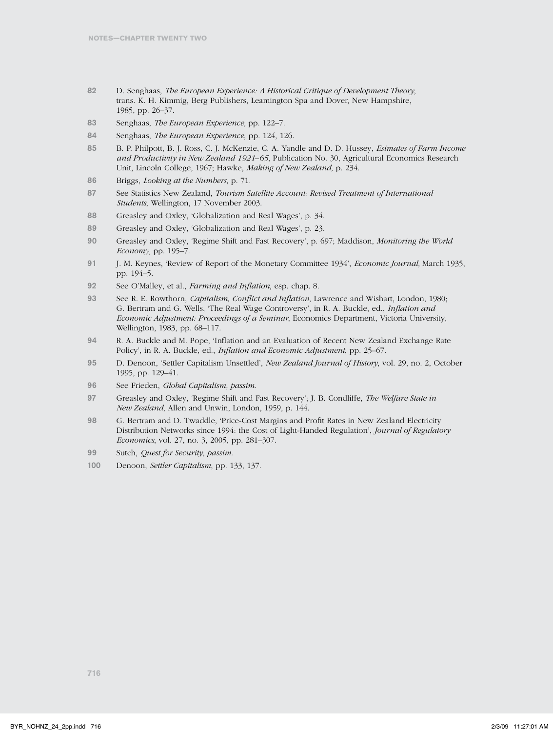82 D. Senghaas, *The European Experience: A Historical Critique of Development Theory*, trans. K. H. Kimmig, Berg Publishers, Leamington Spa and Dover, New Hampshire, 1985, pp. 26–37.

83 Senghaas, *The European Experience,* pp. 122–7.

84 Senghaas, *The European Experience*, pp. 124, 126.

85 B. P. Philpott, B. J. Ross, C. J. McKenzie, C. A. Yandle and D. D. Hussey, *Esimates of Farm Income and Productivity in New Zealand 1921–65*, Publication No. 30, Agricultural Economics Research Unit, Lincoln College, 1967; Hawke, *Making of New Zealand*, p. 234.

86 Briggs, *Looking at the Numbers*, p. 71.

87 See Statistics New Zealand, *Tourism Satellite Account: Revised Treatment of International Students*, Wellington, 17 November 2003.

88 Greasley and Oxley, 'Globalization and Real Wages', p. 34.

89 Greasley and Oxley, 'Globalization and Real Wages', p. 23.

90 Greasley and Oxley, 'Regime Shift and Fast Recovery', p. 697; Maddison, *Monitoring the World Economy,* pp. 195–7.

91 J. M. Keynes, 'Review of Report of the Monetary Committee 1934', *Economic Journal,* March 1935, pp. 194–5.

92 See O'Malley, et al., *Farming and Inflation*, esp. chap. 8.

93 See R. E. Rowthorn, *Capitalism, Conflict and Inflation*, Lawrence and Wishart, London, 1980; G. Bertram and G. Wells, 'The Real Wage Controversy', in R. A. Buckle, ed., *Inflation and Economic Adjustment: Proceedings of a Seminar*, Economics Department, Victoria University, Wellington, 1983, pp. 68–117.

94 R. A. Buckle and M. Pope, 'Inflation and an Evaluation of Recent New Zealand Exchange Rate Policy', in R. A. Buckle, ed., *Inflation and Economic Adjustment*, pp. 25–67.

95 D. Denoon, 'Settler Capitalism Unsettled', *New Zealand Journal of History*, vol. 29, no. 2, October 1995, pp. 129–41.

96 See Frieden, *Global Capitalism, passim.*

97 Greasley and Oxley, 'Regime Shift and Fast Recovery'; J. B. Condliffe, *The Welfare State in New Zealand*, Allen and Unwin, London, 1959, p. 144.

98 G. Bertram and D. Twaddle, 'Price-Cost Margins and Profit Rates in New Zealand Electricity Distribution Networks since 1994: the Cost of Light-Handed Regulation', *Journal of Regulatory Economics*, vol. 27, no. 3, 2005, pp. 281–307.

99 Sutch, *Quest for Security, passim.*

100 Denoon, *Settler Capitalism*, pp. 133, 137.